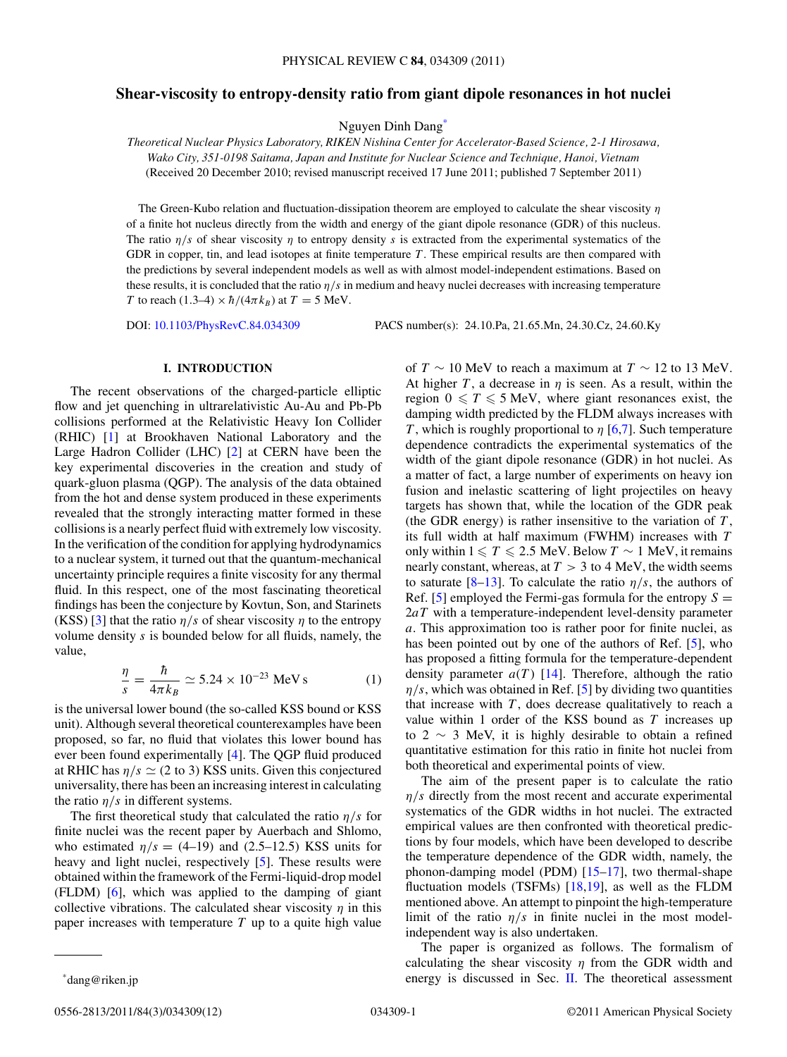# Shear-viscosity to entropy-density ratio from giant dipole resonances in hot nuclei

Nguyen Dinh Dang[*]

*Theoretical Nuclear Physics Laboratory, RIKEN Nishina Center for Accelerator-Based Science, 2-1 Hirosawa, Wako City, 351-0198 Saitama, Japan and Institute for Nuclear Science and Technique, Hanoi, Vietnam*

(Received 20 December 2010; revised manuscript received 17 June 2011; published 7 September 2011)

The Green-Kubo relation and fluctuation-dissipation theorem are employed to calculate the shear viscosity $\eta$ of a finite hot nucleus directly from the width and energy of the giant dipole resonance (GDR) of this nucleus. The ratio $\eta/s$ of shear viscosity $\eta$ to entropy density $s$ is extracted from the experimental systematics of the GDR in copper, tin, and lead isotopes at finite temperature $T$. These empirical results are then compared with the predictions by several independent models as well as with almost model-independent estimations. Based on these results, it is concluded that the ratio $\eta/s$ in medium and heavy nuclei decreases with increasing temperature $T$ to reach $(1.3–4) \times \hbar/(4\pi k_B)$ at $T = 5$ MeV.

DOI: 10.1103/PhysRevC.84.034309 PACS number(s): 24.10.Pa, 21.65.Mn, 24.30.Cz, 24.60.Ky

## I. INTRODUCTION

The recent observations of the charged-particle elliptic flow and jet quenching in ultrarelativistic Au-Au and Pb-Pb collisions performed at the Relativistic Heavy Ion Collider (RHIC) [1] at Brookhaven National Laboratory and the Large Hadron Collider (LHC) [2] at CERN have been the key experimental discoveries in the creation and study of quark-gluon plasma (QGP). The analysis of the data obtained from the hot and dense system produced in these experiments revealed that the strongly interacting matter formed in these collisions is a nearly perfect fluid with extremely low viscosity. In the verification of the condition for applying hydrodynamics to a nuclear system, it turned out that the quantum-mechanical uncertainty principle requires a finite viscosity for any thermal fluid. In this respect, one of the most fascinating theoretical findings has been the conjecture by Kovtun, Son, and Starinets (KSS) [3] that the ratio $\eta/s$ of shear viscosity $\eta$ to the entropy volume density $s$ is bounded below for all fluids, namely, the value,

$$\frac{\eta}{s} = \frac{\hbar}{4\pi k_B} \simeq 5.24 \times 10^{-23} \text{ MeV s} \tag{1}$$

is the universal lower bound (the so-called KSS bound or KSS unit). Although several theoretical counterexamples have been proposed, so far, no fluid that violates this lower bound has ever been found experimentally [4]. The QGP fluid produced at RHIC has $\eta/s \simeq$ (2 to 3) KSS units. Given this conjectured universality, there has been an increasing interest in calculating the ratio $\eta/s$ in different systems.

The first theoretical study that calculated the ratio $\eta/s$ for finite nuclei was the recent paper by Auerbach and Shlomo, who estimated $\eta/s =$ (4–19) and (2.5–12.5) KSS units for heavy and light nuclei, respectively [5]. These results were obtained within the framework of the Fermi-liquid-drop model (FLDM) [6], which was applied to the damping of giant collective vibrations. The calculated shear viscosity $\eta$ in this paper increases with temperature $T$ up to a quite high value of $T \sim 10$ MeV to reach a maximum at $T \sim 12$ to 13 MeV. At higher $T$, a decrease in $\eta$ is seen. As a result, within the region $0 \leqslant T \leqslant 5$ MeV, where giant resonances exist, the damping width predicted by the FLDM always increases with $T$, which is roughly proportional to $\eta$ [6,7]. Such temperature dependence contradicts the experimental systematics of the width of the giant dipole resonance (GDR) in hot nuclei. As a matter of fact, a large number of experiments on heavy ion fusion and inelastic scattering of light projectiles on heavy targets has shown that, while the location of the GDR peak (the GDR energy) is rather insensitive to the variation of $T$, its full width at half maximum (FWHM) increases with $T$ only within $1 \leqslant T \leqslant 2.5$ MeV. Below $T \sim 1$ MeV, it remains nearly constant, whereas, at $T > 3$ to 4 MeV, the width seems to saturate [8–13]. To calculate the ratio $\eta/s$, the authors of Ref. [5] employed the Fermi-gas formula for the entropy $S = 2aT$ with a temperature-independent level-density parameter $a$. This approximation too is rather poor for finite nuclei, as has been pointed out by one of the authors of Ref. [5], who has proposed a fitting formula for the temperature-dependent density parameter $a(T)$ [14]. Therefore, although the ratio $\eta/s$, which was obtained in Ref. [5] by dividing two quantities that increase with $T$, does decrease qualitatively to reach a value within 1 order of the KSS bound as $T$ increases up to $2 \sim 3$ MeV, it is highly desirable to obtain a refined quantitative estimation for this ratio in finite hot nuclei from both theoretical and experimental points of view.

The aim of the present paper is to calculate the ratio $\eta/s$ directly from the most recent and accurate experimental systematics of the GDR widths in hot nuclei. The extracted empirical values are then confronted with theoretical predictions by four models, which have been developed to describe the temperature dependence of the GDR width, namely, the phonon-damping model (PDM) [15–17], two thermal-shape fluctuation models (TSFMs) [18,19], as well as the FLDM mentioned above. An attempt to pinpoint the high-temperature limit of the ratio $\eta/s$ in finite nuclei in the most model-independent way is also undertaken.

The paper is organized as follows. The formalism of calculating the shear viscosity $\eta$ from the GDR width and energy is discussed in Sec. II. The theoretical assessment

[*] dang@riken.jp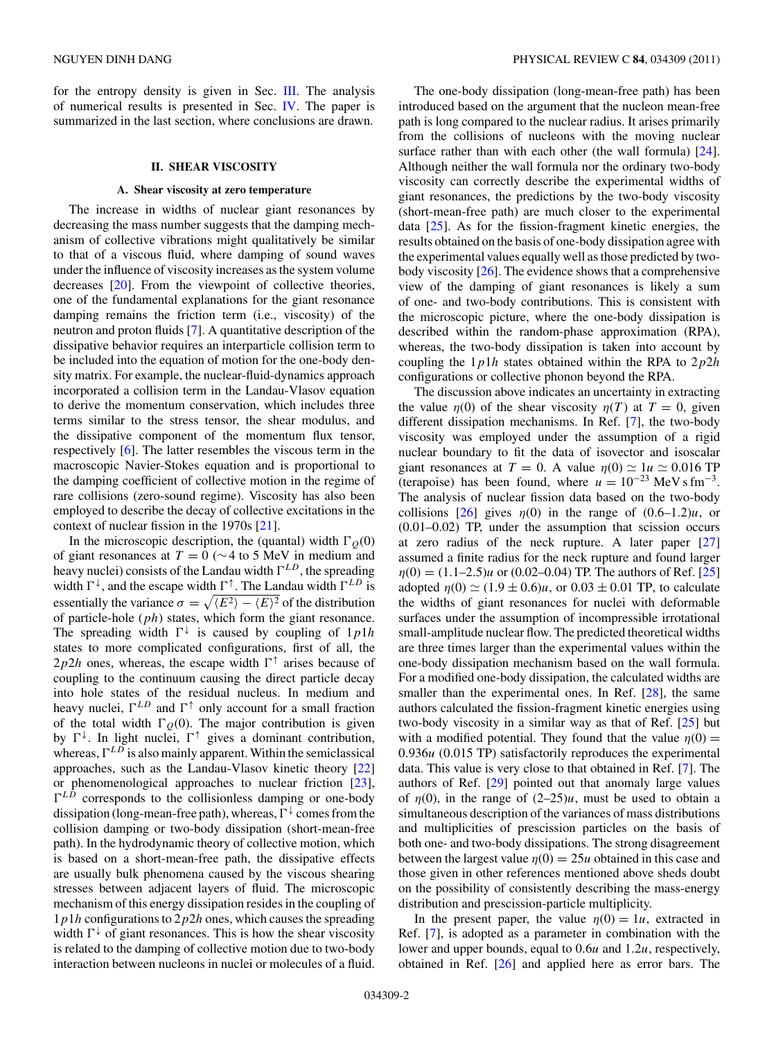for the entropy density is given in Sec. III. The analysis of numerical results is presented in Sec. IV. The paper is summarized in the last section, where conclusions are drawn.

## II. SHEAR VISCOSITY

### A. Shear viscosity at zero temperature

The increase in widths of nuclear giant resonances by decreasing the mass number suggests that the damping mechanism of collective vibrations might qualitatively be similar to that of a viscous fluid, where damping of sound waves under the influence of viscosity increases as the system volume decreases [20]. From the viewpoint of collective theories, one of the fundamental explanations for the giant resonance damping remains the friction term (i.e., viscosity) of the neutron and proton fluids [7]. A quantitative description of the dissipative behavior requires an interparticle collision term to be included into the equation of motion for the one-body density matrix. For example, the nuclear-fluid-dynamics approach incorporated a collision term in the Landau-Vlasov equation to derive the momentum conservation, which includes three terms similar to the stress tensor, the shear modulus, and the dissipative component of the momentum flux tensor, respectively [6]. The latter resembles the viscous term in the macroscopic Navier-Stokes equation and is proportional to the damping coefficient of collective motion in the regime of rare collisions (zero-sound regime). Viscosity has also been employed to describe the decay of collective excitations in the context of nuclear fission in the 1970s [21].

In the microscopic description, the (quantal) width $\Gamma_Q(0)$ of giant resonances at $T = 0$ ($\sim$4 to 5 MeV in medium and heavy nuclei) consists of the Landau width $\Gamma^{LD}$, the spreading width $\Gamma^{\downarrow}$, and the escape width $\Gamma^{\uparrow}$. The Landau width $\Gamma^{LD}$ is essentially the variance $\sigma = \sqrt{\langle E^2\rangle - \langle E\rangle^2}$ of the distribution of particle-hole ($ph$) states, which form the giant resonance. The spreading width $\Gamma^{\downarrow}$ is caused by coupling of $1p1h$ states to more complicated configurations, first of all, the $2p2h$ ones, whereas, the escape width $\Gamma^{\uparrow}$ arises because of coupling to the continuum causing the direct particle decay into hole states of the residual nucleus. In medium and heavy nuclei, $\Gamma^{LD}$ and $\Gamma^{\uparrow}$ only account for a small fraction of the total width $\Gamma_Q(0)$. The major contribution is given by $\Gamma^{\downarrow}$. In light nuclei, $\Gamma^{\uparrow}$ gives a dominant contribution, whereas, $\Gamma^{LD}$ is also mainly apparent. Within the semiclassical approaches, such as the Landau-Vlasov kinetic theory [22] or phenomenological approaches to nuclear friction [23], $\Gamma^{LD}$ corresponds to the collisionless damping or one-body dissipation (long-mean-free path), whereas, $\Gamma^{\downarrow}$ comes from the collision damping or two-body dissipation (short-mean-free path). In the hydrodynamic theory of collective motion, which is based on a short-mean-free path, the dissipative effects are usually bulk phenomena caused by the viscous shearing stresses between adjacent layers of fluid. The microscopic mechanism of this energy dissipation resides in the coupling of $1p1h$ configurations to $2p2h$ ones, which causes the spreading width $\Gamma^{\downarrow}$ of giant resonances. This is how the shear viscosity is related to the damping of collective motion due to two-body interaction between nucleons in nuclei or molecules of a fluid.

The one-body dissipation (long-mean-free path) has been introduced based on the argument that the nucleon mean-free path is long compared to the nuclear radius. It arises primarily from the collisions of nucleons with the moving nuclear surface rather than with each other (the wall formula) [24]. Although neither the wall formula nor the ordinary two-body viscosity can correctly describe the experimental widths of giant resonances, the predictions by the two-body viscosity (short-mean-free path) are much closer to the experimental data [25]. As for the fission-fragment kinetic energies, the results obtained on the basis of one-body dissipation agree with the experimental values equally well as those predicted by two-body viscosity [26]. The evidence shows that a comprehensive view of the damping of giant resonances is likely a sum of one- and two-body contributions. This is consistent with the microscopic picture, where the one-body dissipation is described within the random-phase approximation (RPA), whereas, the two-body dissipation is taken into account by coupling the $1p1h$ states obtained within the RPA to $2p2h$ configurations or collective phonon beyond the RPA.

The discussion above indicates an uncertainty in extracting the value $\eta(0)$ of the shear viscosity $\eta(T)$ at $T = 0$, given different dissipation mechanisms. In Ref. [7], the two-body viscosity was employed under the assumption of a rigid nuclear boundary to fit the data of isovector and isoscalar giant resonances at $T = 0$. A value $\eta(0) \simeq 1u \simeq 0.016$ TP (terapoise) has been found, where $u = 10^{-23}$ MeV s fm$^{-3}$. The analysis of nuclear fission data based on the two-body collisions [26] gives $\eta(0)$ in the range of $(0.6–1.2)u$, or (0.01–0.02) TP, under the assumption that scission occurs at zero radius of the neck rupture. A later paper [27] assumed a finite radius for the neck rupture and found larger $\eta(0) = (1.1–2.5)u$ or (0.02–0.04) TP. The authors of Ref. [25] adopted $\eta(0) \simeq (1.9 \pm 0.6)u$, or $0.03 \pm 0.01$ TP, to calculate the widths of giant resonances for nuclei with deformable surfaces under the assumption of incompressible irrotational small-amplitude nuclear flow. The predicted theoretical widths are three times larger than the experimental values within the one-body dissipation mechanism based on the wall formula. For a modified one-body dissipation, the calculated widths are smaller than the experimental ones. In Ref. [28], the same authors calculated the fission-fragment kinetic energies using two-body viscosity in a similar way as that of Ref. [25] but with a modified potential. They found that the value $\eta(0) = 0.936u$ (0.015 TP) satisfactorily reproduces the experimental data. This value is very close to that obtained in Ref. [7]. The authors of Ref. [29] pointed out that anomaly large values of $\eta(0)$, in the range of $(2–25)u$, must be used to obtain a simultaneous description of the variances of mass distributions and multiplicities of prescission particles on the basis of both one- and two-body dissipations. The strong disagreement between the largest value $\eta(0) = 25u$ obtained in this case and those given in other references mentioned above sheds doubt on the possibility of consistently describing the mass-energy distribution and prescission-particle multiplicity.

In the present paper, the value $\eta(0) = 1u$, extracted in Ref. [7], is adopted as a parameter in combination with the lower and upper bounds, equal to $0.6u$ and $1.2u$, respectively, obtained in Ref. [26] and applied here as error bars. The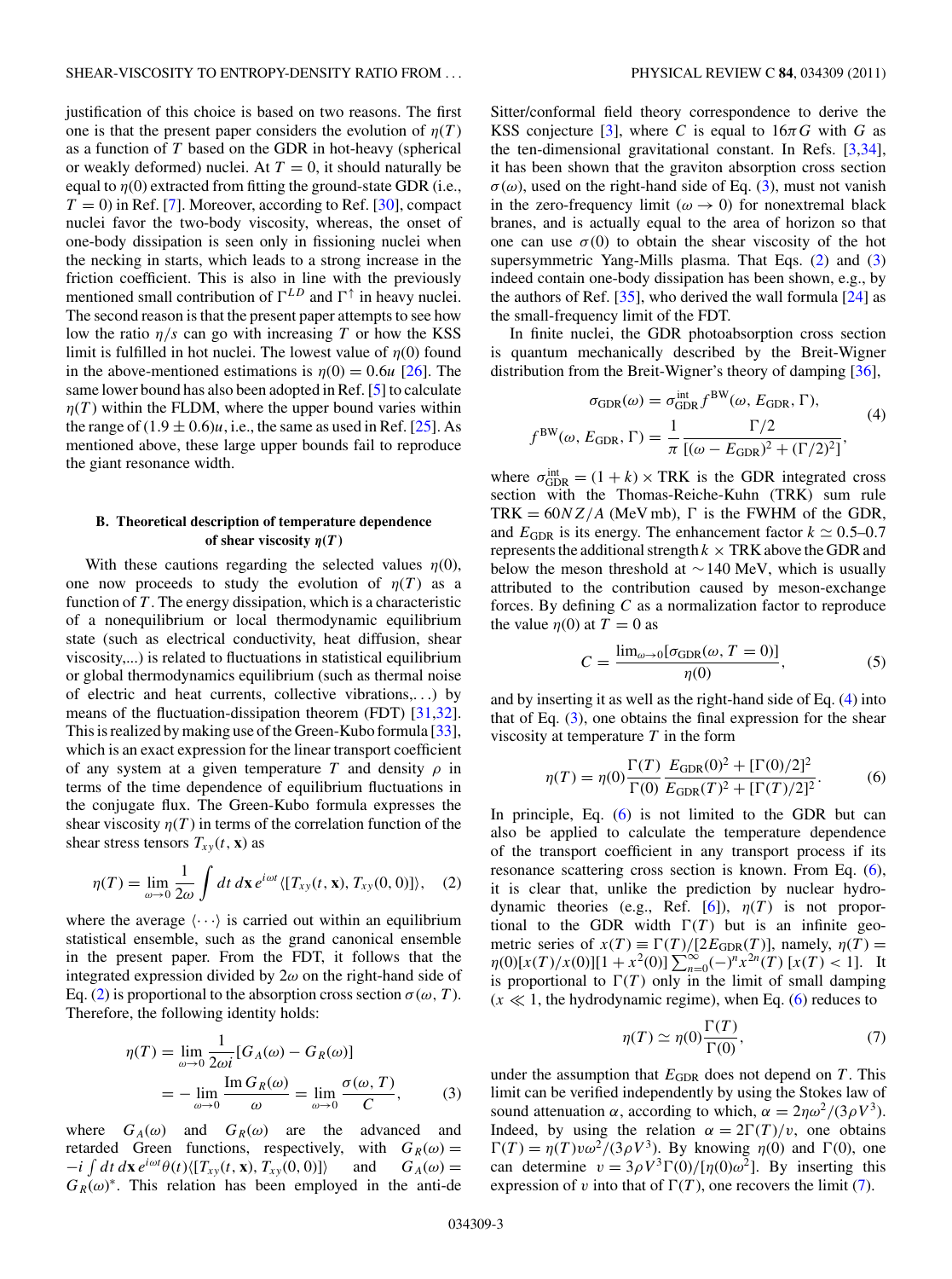justification of this choice is based on two reasons. The first one is that the present paper considers the evolution of $\eta(T)$ as a function of $T$ based on the GDR in hot-heavy (spherical or weakly deformed) nuclei. At $T = 0$, it should naturally be equal to $\eta(0)$ extracted from fitting the ground-state GDR (i.e., $T = 0$) in Ref. [7]. Moreover, according to Ref. [30], compact nuclei favor the two-body viscosity, whereas, the onset of one-body dissipation is seen only in fissioning nuclei when the necking in starts, which leads to a strong increase in the friction coefficient. This is also in line with the previously mentioned small contribution of $\Gamma^{LD}$ and $\Gamma^{\uparrow}$ in heavy nuclei. The second reason is that the present paper attempts to see how low the ratio $\eta/s$ can go with increasing $T$ or how the KSS limit is fulfilled in hot nuclei. The lowest value of $\eta(0)$ found in the above-mentioned estimations is $\eta(0) = 0.6u$ [26]. The same lower bound has also been adopted in Ref. [5] to calculate $\eta(T)$ within the FLDM, where the upper bound varies within the range of $(1.9 \pm 0.6)u$, i.e., the same as used in Ref. [25]. As mentioned above, these large upper bounds fail to reproduce the giant resonance width.

### B. Theoretical description of temperature dependence of shear viscosity $\eta(T)$

With these cautions regarding the selected values $\eta(0)$, one now proceeds to study the evolution of $\eta(T)$ as a function of $T$. The energy dissipation, which is a characteristic of a nonequilibrium or local thermodynamic equilibrium state (such as electrical conductivity, heat diffusion, shear viscosity,...) is related to fluctuations in statistical equilibrium or global thermodynamics equilibrium (such as thermal noise of electric and heat currents, collective vibrations,...) by means of the fluctuation-dissipation theorem (FDT) [31,32]. This is realized by making use of the Green-Kubo formula [33], which is an exact expression for the linear transport coefficient of any system at a given temperature $T$ and density $\rho$ in terms of the time dependence of equilibrium fluctuations in the conjugate flux. The Green-Kubo formula expresses the shear viscosity $\eta(T)$ in terms of the correlation function of the shear stress tensors $T_{xy}(t, \mathbf{x})$ as

$$\eta(T) = \lim_{\omega\to 0} \frac{1}{2\omega} \int dt\, d\mathbf{x}\, e^{i\omega t} \langle [T_{xy}(t, \mathbf{x}), T_{xy}(0, 0)] \rangle, \quad (2)$$

where the average $\langle \cdots \rangle$ is carried out within an equilibrium statistical ensemble, such as the grand canonical ensemble in the present paper. From the FDT, it follows that the integrated expression divided by $2\omega$ on the right-hand side of Eq. (2) is proportional to the absorption cross section $\sigma(\omega, T)$. Therefore, the following identity holds:

$$\eta(T) = \lim_{\omega\to 0} \frac{1}{2\omega i} [G_A(\omega) - G_R(\omega)] = -\lim_{\omega\to 0} \frac{\mathrm{Im}\, G_R(\omega)}{\omega} = \lim_{\omega\to 0} \frac{\sigma(\omega, T)}{C}, \quad (3)$$

where $G_A(\omega)$ and $G_R(\omega)$ are the advanced and retarded Green functions, respectively, with $G_R(\omega) = -i\int dt\, d\mathbf{x}\, e^{i\omega t}\theta(t)\langle [T_{xy}(t, \mathbf{x}), T_{xy}(0, 0)]\rangle$ and $G_A(\omega) = G_R(\omega)^*$. This relation has been employed in the anti-de Sitter/conformal field theory correspondence to derive the KSS conjecture [3], where $C$ is equal to $16\pi G$ with $G$ as the ten-dimensional gravitational constant. In Refs. [3,34], it has been shown that the graviton absorption cross section $\sigma(\omega)$, used on the right-hand side of Eq. (3), must not vanish in the zero-frequency limit ($\omega \to 0$) for nonextremal black branes, and is actually equal to the area of horizon so that one can use $\sigma(0)$ to obtain the shear viscosity of the hot supersymmetric Yang-Mills plasma. That Eqs. (2) and (3) indeed contain one-body dissipation has been shown, e.g., by the authors of Ref. [35], who derived the wall formula [24] as the small-frequency limit of the FDT.

In finite nuclei, the GDR photoabsorption cross section is quantum mechanically described by the Breit-Wigner distribution from the Breit-Wigner's theory of damping [36],

$$\sigma_{\rm GDR}(\omega) = \sigma_{\rm GDR}^{\rm int} f^{\rm BW}(\omega, E_{\rm GDR}, \Gamma),$$
$$f^{\rm BW}(\omega, E_{\rm GDR}, \Gamma) = \frac{1}{\pi} \frac{\Gamma/2}{[(\omega - E_{\rm GDR})^2 + (\Gamma/2)^2]}, \quad (4)$$

where $\sigma_{\rm GDR}^{\rm int} = (1 + k) \times$ TRK is the GDR integrated cross section with the Thomas-Reiche-Kuhn (TRK) sum rule TRK $= 60NZ/A$ (MeV mb), $\Gamma$ is the FWHM of the GDR, and $E_{\rm GDR}$ is its energy. The enhancement factor $k \simeq 0.5$–$0.7$ represents the additional strength $k \times$ TRK above the GDR and below the meson threshold at $\sim 140$ MeV, which is usually attributed to the contribution caused by meson-exchange forces. By defining $C$ as a normalization factor to reproduce the value $\eta(0)$ at $T = 0$ as

$$C = \frac{\lim_{\omega\to 0}[\sigma_{\rm GDR}(\omega, T = 0)]}{\eta(0)}, \quad (5)$$

and by inserting it as well as the right-hand side of Eq. (4) into that of Eq. (3), one obtains the final expression for the shear viscosity at temperature $T$ in the form

$$\eta(T) = \eta(0) \frac{\Gamma(T)}{\Gamma(0)} \frac{E_{\rm GDR}(0)^2 + [\Gamma(0)/2]^2}{E_{\rm GDR}(T)^2 + [\Gamma(T)/2]^2}. \quad (6)$$

In principle, Eq. (6) is not limited to the GDR but can also be applied to calculate the temperature dependence of the transport coefficient in any transport process if its resonance scattering cross section is known. From Eq. (6), it is clear that, unlike the prediction by nuclear hydrodynamic theories (e.g., Ref. [6]), $\eta(T)$ is not proportional to the GDR width $\Gamma(T)$ but is an infinite geometric series of $x(T) \equiv \Gamma(T)/[2E_{\rm GDR}(T)]$, namely, $\eta(T) = \eta(0)[x(T)/x(0)][1 + x^2(0)]\sum_{n=0}^{\infty}(-)^n x^{2n}(T)$ $[x(T) < 1]$. It is proportional to $\Gamma(T)$ only in the limit of small damping ($x \ll 1$, the hydrodynamic regime), when Eq. (6) reduces to

$$\eta(T) \simeq \eta(0)\frac{\Gamma(T)}{\Gamma(0)}, \quad (7)$$

under the assumption that $E_{\rm GDR}$ does not depend on $T$. This limit can be verified independently by using the Stokes law of sound attenuation $\alpha$, according to which, $\alpha = 2\eta\omega^2/(3\rho V^3)$. Indeed, by using the relation $\alpha = 2\Gamma(T)/v$, one obtains $\Gamma(T) = \eta(T)v\omega^2/(3\rho V^3)$. By knowing $\eta(0)$ and $\Gamma(0)$, one can determine $v = 3\rho V^3\Gamma(0)/[\eta(0)\omega^2]$. By inserting this expression of $v$ into that of $\Gamma(T)$, one recovers the limit (7).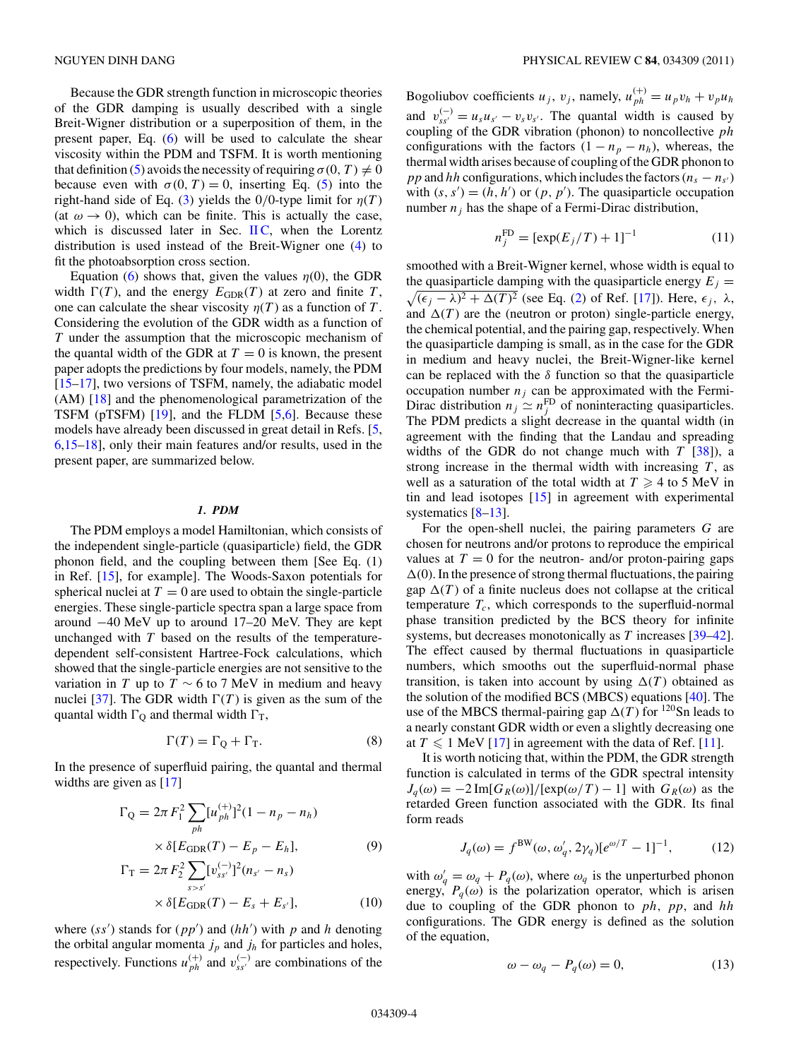Because the GDR strength function in microscopic theories of the GDR damping is usually described with a single Breit-Wigner distribution or a superposition of them, in the present paper, Eq. (6) will be used to calculate the shear viscosity within the PDM and TSFM. It is worth mentioning that definition (5) avoids the necessity of requiring $\sigma(0,T) \neq 0$ because even with $\sigma(0,T) = 0$, inserting Eq. (5) into the right-hand side of Eq. (3) yields the 0/0-type limit for $\eta(T)$ (at $\omega \to 0$), which can be finite. This is actually the case, which is discussed later in Sec. II C, when the Lorentz distribution is used instead of the Breit-Wigner one (4) to fit the photoabsorption cross section.

Equation (6) shows that, given the values $\eta(0)$, the GDR width $\Gamma(T)$, and the energy $E_{\rm GDR}(T)$ at zero and finite $T$, one can calculate the shear viscosity $\eta(T)$ as a function of $T$. Considering the evolution of the GDR width as a function of $T$ under the assumption that the microscopic mechanism of the quantal width of the GDR at $T = 0$ is known, the present paper adopts the predictions by four models, namely, the PDM [15–17], two versions of TSFM, namely, the adiabatic model (AM) [18] and the phenomenological parametrization of the TSFM (pTSFM) [19], and the FLDM [5,6]. Because these models have already been discussed in great detail in Refs. [5, 6,15–18], only their main features and/or results, used in the present paper, are summarized below.

### *1. PDM*

The PDM employs a model Hamiltonian, which consists of the independent single-particle (quasiparticle) field, the GDR phonon field, and the coupling between them [See Eq. (1) in Ref. [15], for example]. The Woods-Saxon potentials for spherical nuclei at $T = 0$ are used to obtain the single-particle energies. These single-particle spectra span a large space from around −40 MeV up to around 17–20 MeV. They are kept unchanged with $T$ based on the results of the temperature-dependent self-consistent Hartree-Fock calculations, which showed that the single-particle energies are not sensitive to the variation in $T$ up to $T \sim 6$ to 7 MeV in medium and heavy nuclei [37]. The GDR width $\Gamma(T)$ is given as the sum of the quantal width $\Gamma_{\rm Q}$ and thermal width $\Gamma_{\rm T}$,

$$\Gamma(T) = \Gamma_{\rm Q} + \Gamma_{\rm T}. \tag{8}$$

In the presence of superfluid pairing, the quantal and thermal widths are given as [17]

$$\Gamma_{\rm Q} = 2\pi F_1^2 \sum_{ph} [u_{ph}^{(+)}]^2 (1 - n_p - n_h) \times \delta[E_{\rm GDR}(T) - E_p - E_h], \tag{9}$$

$$\Gamma_{\rm T} = 2\pi F_2^2 \sum_{s>s'} [v_{ss'}^{(-)}]^2 (n_{s'} - n_s) \times \delta[E_{\rm GDR}(T) - E_s + E_{s'}], \tag{10}$$

where $(ss')$ stands for $(pp')$ and $(hh')$ with $p$ and $h$ denoting the orbital angular momenta $j_p$ and $j_h$ for particles and holes, respectively. Functions $u_{ph}^{(+)}$ and $v_{ss'}^{(-)}$ are combinations of the Bogoliubov coefficients $u_j$, $v_j$, namely, $u_{ph}^{(+)} = u_p v_h + v_p u_h$ and $v_{ss'}^{(-)} = u_s u_{s'} - v_s v_{s'}$. The quantal width is caused by coupling of the GDR vibration (phonon) to noncollective $ph$ configurations with the factors $(1 - n_p - n_h)$, whereas, the thermal width arises because of coupling of the GDR phonon to $pp$ and $hh$ configurations, which includes the factors $(n_s - n_{s'})$ with $(s,s') = (h,h')$ or $(p,p')$. The quasiparticle occupation number $n_j$ has the shape of a Fermi-Dirac distribution,

$$n_j^{\rm FD} = [\exp(E_j/T) + 1]^{-1} \tag{11}$$

smoothed with a Breit-Wigner kernel, whose width is equal to the quasiparticle damping with the quasiparticle energy $E_j = \sqrt{(\epsilon_j - \lambda)^2 + \Delta(T)^2}$ (see Eq. (2) of Ref. [17]). Here, $\epsilon_j$, $\lambda$, and $\Delta(T)$ are the (neutron or proton) single-particle energy, the chemical potential, and the pairing gap, respectively. When the quasiparticle damping is small, as in the case for the GDR in medium and heavy nuclei, the Breit-Wigner-like kernel can be replaced with the $\delta$ function so that the quasiparticle occupation number $n_j$ can be approximated with the Fermi-Dirac distribution $n_j \simeq n_j^{\rm FD}$ of noninteracting quasiparticles. The PDM predicts a slight decrease in the quantal width (in agreement with the finding that the Landau and spreading widths of the GDR do not change much with $T$ [38]), a strong increase in the thermal width with increasing $T$, as well as a saturation of the total width at $T \geqslant 4$ to 5 MeV in tin and lead isotopes [15] in agreement with experimental systematics [8–13].

For the open-shell nuclei, the pairing parameters $G$ are chosen for neutrons and/or protons to reproduce the empirical values at $T = 0$ for the neutron- and/or proton-pairing gaps $\Delta(0)$. In the presence of strong thermal fluctuations, the pairing gap $\Delta(T)$ of a finite nucleus does not collapse at the critical temperature $T_c$, which corresponds to the superfluid-normal phase transition predicted by the BCS theory for infinite systems, but decreases monotonically as $T$ increases [39–42]. The effect caused by thermal fluctuations in quasiparticle numbers, which smooths out the superfluid-normal phase transition, is taken into account by using $\Delta(T)$ obtained as the solution of the modified BCS (MBCS) equations [40]. The use of the MBCS thermal-pairing gap $\Delta(T)$ for $^{120}$Sn leads to a nearly constant GDR width or even a slightly decreasing one at $T \leqslant 1$ MeV [17] in agreement with the data of Ref. [11].

It is worth noticing that, within the PDM, the GDR strength function is calculated in terms of the GDR spectral intensity $J_q(\omega) = -2\,{\rm Im}[G_R(\omega)]/[\exp(\omega/T) - 1]$ with $G_R(\omega)$ as the retarded Green function associated with the GDR. Its final form reads

$$J_q(\omega) = f^{\rm BW}(\omega, \omega_q', 2\gamma_q)[e^{\omega/T} - 1]^{-1}, \tag{12}$$

with $\omega_q' = \omega_q + P_q(\omega)$, where $\omega_q$ is the unperturbed phonon energy, $P_q(\omega)$ is the polarization operator, which is arisen due to coupling of the GDR phonon to $ph$, $pp$, and $hh$ configurations. The GDR energy is defined as the solution of the equation,

$$\omega - \omega_q - P_q(\omega) = 0, \tag{13}$$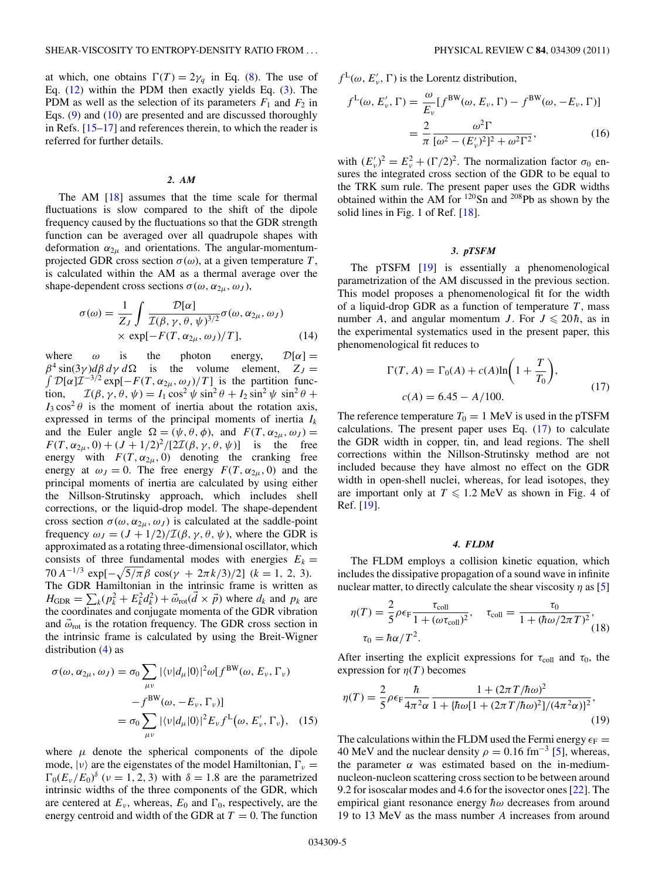at which, one obtains $\Gamma(T) = 2\gamma_q$ in Eq. (8). The use of Eq. (12) within the PDM then exactly yields Eq. (3). The PDM as well as the selection of its parameters $F_1$ and $F_2$ in Eqs. (9) and (10) are presented and are discussed thoroughly in Refs. [15–17] and references therein, to which the reader is referred for further details.

### 2. AM

The AM [18] assumes that the time scale for thermal fluctuations is slow compared to the shift of the dipole frequency caused by the fluctuations so that the GDR strength function can be averaged over all quadrupole shapes with deformation $\alpha_{2\mu}$ and orientations. The angular-momentum-projected GDR cross section $\sigma(\omega)$, at a given temperature $T$, is calculated within the AM as a thermal average over the shape-dependent cross sections $\sigma(\omega, \alpha_{2\mu}, \omega_J)$,

$$\sigma(\omega) = \frac{1}{Z_J}\int \frac{\mathcal{D}[\alpha]}{\mathcal{I}(\beta,\gamma,\theta,\psi)^{3/2}}\sigma(\omega,\alpha_{2\mu},\omega_J) \times \exp[-F(T,\alpha_{2\mu},\omega_J)/T], \tag{14}$$

where $\omega$ is the photon energy, $\mathcal{D}[\alpha] = \beta^4\sin(3\gamma)d\beta\, d\gamma\, d\Omega$ is the volume element, $Z_J = \int \mathcal{D}[\alpha]\mathcal{I}^{-3/2}\exp[-F(T,\alpha_{2\mu},\omega_J)/T]$ is the partition function, $\mathcal{I}(\beta,\gamma,\theta,\psi) = I_1\cos^2\psi\sin^2\theta + I_2\sin^2\psi\ \sin^2\theta + I_3\cos^2\theta$ is the moment of inertia about the rotation axis, expressed in terms of the principal moments of inertia $I_k$ and the Euler angle $\Omega = (\psi,\theta,\phi)$, and $F(T,\alpha_{2\mu},\omega_J) = F(T,\alpha_{2\mu},0) + (J+1/2)^2/[2\mathcal{I}(\beta,\gamma,\theta,\psi)]$ is the free energy with $F(T,\alpha_{2\mu},0)$ denoting the cranking free energy at $\omega_J = 0$. The free energy $F(T,\alpha_{2\mu},0)$ and the principal moments of inertia are calculated by using either the Nillson-Strutinsky approach, which includes shell corrections, or the liquid-drop model. The shape-dependent cross section $\sigma(\omega,\alpha_{2\mu},\omega_J)$ is calculated at the saddle-point frequency $\omega_J = (J+1/2)/\mathcal{I}(\beta,\gamma,\theta,\psi)$, where the GDR is approximated as a rotating three-dimensional oscillator, which consists of three fundamental modes with energies $E_k = 70\,A^{-1/3}\exp[-\sqrt{5/\pi}\beta\cos(\gamma + 2\pi k/3)/2]$ $(k = 1, 2, 3)$. The GDR Hamiltonian in the intrinsic frame is written as $H_{\rm GDR} = \sum_k(p_k^2 + E_k^2 d_k^2) + \vec{\omega}_{\rm rot}(\vec{d}\times\vec{p})$ where $d_k$ and $p_k$ are the coordinates and conjugate momenta of the GDR vibration and $\vec{\omega}_{\rm rot}$ is the rotation frequency. The GDR cross section in the intrinsic frame is calculated by using the Breit-Wigner distribution (4) as

$$\begin{aligned}\sigma(\omega,\alpha_{2\mu},\omega_J) &= \sigma_0\sum_{\mu\nu}|\langle\nu|d_\mu|0\rangle|^2\omega[f^{\rm BW}(\omega,E_\nu,\Gamma_\nu) - f^{\rm BW}(\omega,-E_\nu,\Gamma_\nu)]\\ &= \sigma_0\sum_{\mu\nu}|\langle\nu|d_\mu|0\rangle|^2 E_\nu f^{\rm L}(\omega,E'_\nu,\Gamma_\nu),\end{aligned} \tag{15}$$

where $\mu$ denote the spherical components of the dipole mode, $|\nu\rangle$ are the eigenstates of the model Hamiltonian, $\Gamma_\nu = \Gamma_0(E_\nu/E_0)^\delta$ $(\nu = 1, 2, 3)$ with $\delta = 1.8$ are the parametrized intrinsic widths of the three components of the GDR, which are centered at $E_\nu$, whereas, $E_0$ and $\Gamma_0$, respectively, are the energy centroid and width of the GDR at $T = 0$. The function $f^{\rm L}(\omega, E'_\nu, \Gamma)$ is the Lorentz distribution,

$$\begin{aligned}f^{\rm L}(\omega,E'_\nu,\Gamma) &= \frac{\omega}{E_\nu}[f^{\rm BW}(\omega,E_\nu,\Gamma) - f^{\rm BW}(\omega,-E_\nu,\Gamma)]\\ &= \frac{2}{\pi}\frac{\omega^2\Gamma}{[\omega^2-(E'_\nu)^2]^2+\omega^2\Gamma^2},\end{aligned} \tag{16}$$

with $(E'_\nu)^2 = E_\nu^2 + (\Gamma/2)^2$. The normalization factor $\sigma_0$ ensures the integrated cross section of the GDR to be equal to the TRK sum rule. The present paper uses the GDR widths obtained within the AM for $^{120}$Sn and $^{208}$Pb as shown by the solid lines in Fig. 1 of Ref. [18].

### 3. pTSFM

The pTSFM [19] is essentially a phenomenological parametrization of the AM discussed in the previous section. This model proposes a phenomenological fit for the width of a liquid-drop GDR as a function of temperature $T$, mass number $A$, and angular momentum $J$. For $J \leqslant 20\hbar$, as in the experimental systematics used in the present paper, this phenomenological fit reduces to

$$\begin{aligned}\Gamma(T,A) &= \Gamma_0(A) + c(A)\ln\left(1+\frac{T}{T_0}\right),\\ c(A) &= 6.45 - A/100.\end{aligned} \tag{17}$$

The reference temperature $T_0 = 1$ MeV is used in the pTSFM calculations. The present paper uses Eq. (17) to calculate the GDR width in copper, tin, and lead regions. The shell corrections within the Nillson-Strutinsky method are not included because they have almost no effect on the GDR width in open-shell nuclei, whereas, for lead isotopes, they are important only at $T \leqslant 1.2$ MeV as shown in Fig. 4 of Ref. [19].

### 4. FLDM

The FLDM employs a collision kinetic equation, which includes the dissipative propagation of a sound wave in infinite nuclear matter, to directly calculate the shear viscosity $\eta$ as [5]

$$\eta(T) = \frac{2}{5}\rho\epsilon_{\rm F}\frac{\tau_{\rm coll}}{1+(\omega\tau_{\rm coll})^2},\quad \tau_{\rm coll} = \frac{\tau_0}{1+(\hbar\omega/2\pi T)^2},\quad \tau_0 = \hbar\alpha/T^2. \tag{18}$$

After inserting the explicit expressions for $\tau_{\rm coll}$ and $\tau_0$, the expression for $\eta(T)$ becomes

$$\eta(T) = \frac{2}{5}\rho\epsilon_{\rm F}\frac{\hbar}{4\pi^2\alpha}\frac{1+(2\pi T/\hbar\omega)^2}{1+\{\hbar\omega[1+(2\pi T/\hbar\omega)^2]/(4\pi^2\alpha)\}^2}, \tag{19}$$

The calculations within the FLDM used the Fermi energy $\epsilon_{\rm F} = 40$ MeV and the nuclear density $\rho = 0.16$ fm$^{-3}$ [5], whereas, the parameter $\alpha$ was estimated based on the in-medium-nucleon-nucleon scattering cross section to be between around 9.2 for isoscalar modes and 4.6 for the isovector ones [22]. The empirical giant resonance energy $\hbar\omega$ decreases from around 19 to 13 MeV as the mass number $A$ increases from around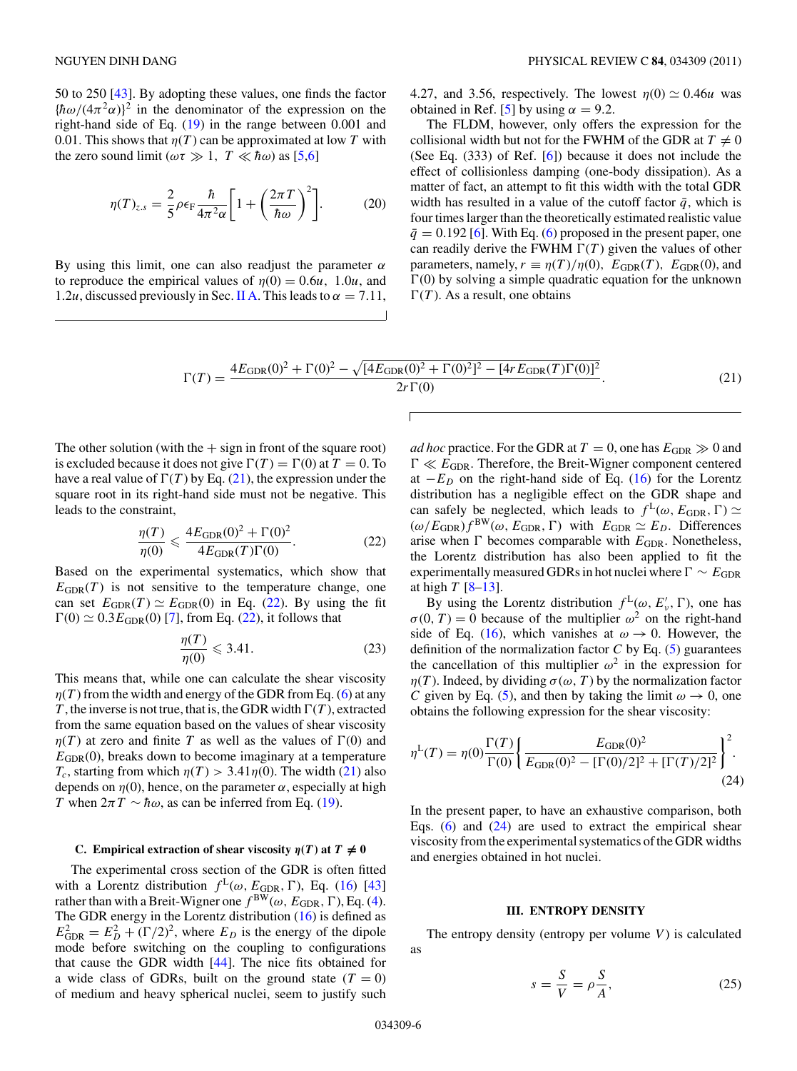50 to 250 [43]. By adopting these values, one finds the factor $\{\hbar\omega/(4\pi^2\alpha)\}^2$ in the denominator of the expression on the right-hand side of Eq. (19) in the range between 0.001 and 0.01. This shows that $\eta(T)$ can be approximated at low $T$ with the zero sound limit ($\omega\tau \gg 1$, $T \ll \hbar\omega$) as [5,6]

$$\eta(T)_{z.s} = \frac{2}{5}\rho\epsilon_{\rm F}\frac{\hbar}{4\pi^2\alpha}\left[1+\left(\frac{2\pi T}{\hbar\omega}\right)^2\right]. \tag{20}$$

By using this limit, one can also readjust the parameter $\alpha$ to reproduce the empirical values of $\eta(0) = 0.6u$, $1.0u$, and $1.2u$, discussed previously in Sec. II A. This leads to $\alpha = 7.11$, 4.27, and 3.56, respectively. The lowest $\eta(0) \simeq 0.46u$ was obtained in Ref. [5] by using $\alpha = 9.2$.

The FLDM, however, only offers the expression for the collisional width but not for the FWHM of the GDR at $T \neq 0$ (See Eq. (333) of Ref. [6]) because it does not include the effect of collisionless damping (one-body dissipation). As a matter of fact, an attempt to fit this width with the total GDR width has resulted in a value of the cutoff factor $\bar{q}$, which is four times larger than the theoretically estimated realistic value $\bar{q} = 0.192$ [6]. With Eq. (6) proposed in the present paper, one can readily derive the FWHM $\Gamma(T)$ given the values of other parameters, namely, $r \equiv \eta(T)/\eta(0)$, $E_{\rm GDR}(T)$, $E_{\rm GDR}(0)$, and $\Gamma(0)$ by solving a simple quadratic equation for the unknown $\Gamma(T)$. As a result, one obtains

$$\Gamma(T) = \frac{4E_{\rm GDR}(0)^2+\Gamma(0)^2-\sqrt{[4E_{\rm GDR}(0)^2+\Gamma(0)^2]^2-[4rE_{\rm GDR}(T)\Gamma(0)]^2}}{2r\Gamma(0)}. \tag{21}$$

The other solution (with the + sign in front of the square root) is excluded because it does not give $\Gamma(T) = \Gamma(0)$ at $T = 0$. To have a real value of $\Gamma(T)$ by Eq. (21), the expression under the square root in its right-hand side must not be negative. This leads to the constraint,

$$\frac{\eta(T)}{\eta(0)} \leqslant \frac{4E_{\rm GDR}(0)^2+\Gamma(0)^2}{4E_{\rm GDR}(T)\Gamma(0)}. \tag{22}$$

Based on the experimental systematics, which show that $E_{\rm GDR}(T)$ is not sensitive to the temperature change, one can set $E_{\rm GDR}(T) \simeq E_{\rm GDR}(0)$ in Eq. (22). By using the fit $\Gamma(0) \simeq 0.3E_{\rm GDR}(0)$ [7], from Eq. (22), it follows that

$$\frac{\eta(T)}{\eta(0)} \leqslant 3.41. \tag{23}$$

This means that, while one can calculate the shear viscosity $\eta(T)$ from the width and energy of the GDR from Eq. (6) at any $T$, the inverse is not true, that is, the GDR width $\Gamma(T)$, extracted from the same equation based on the values of shear viscosity $\eta(T)$ at zero and finite $T$ as well as the values of $\Gamma(0)$ and $E_{\rm GDR}(0)$, breaks down to become imaginary at a temperature $T_c$, starting from which $\eta(T) > 3.41\eta(0)$. The width (21) also depends on $\eta(0)$, hence, on the parameter $\alpha$, especially at high $T$ when $2\pi T \sim \hbar\omega$, as can be inferred from Eq. (19).

### C. Empirical extraction of shear viscosity $\eta(T)$ at $T \neq 0$

The experimental cross section of the GDR is often fitted with a Lorentz distribution $f^{\rm L}(\omega, E_{\rm GDR}, \Gamma)$, Eq. (16) [43] rather than with a Breit-Wigner one $f^{\rm BW}(\omega, E_{\rm GDR}, \Gamma)$, Eq. (4). The GDR energy in the Lorentz distribution (16) is defined as $E_{\rm GDR}^2 = E_D^2 + (\Gamma/2)^2$, where $E_D$ is the energy of the dipole mode before switching on the coupling to configurations that cause the GDR width [44]. The nice fits obtained for a wide class of GDRs, built on the ground state ($T = 0$) of medium and heavy spherical nuclei, seem to justify such *ad hoc* practice. For the GDR at $T = 0$, one has $E_{\rm GDR} \gg 0$ and $\Gamma \ll E_{\rm GDR}$. Therefore, the Breit-Wigner component centered at $-E_D$ on the right-hand side of Eq. (16) for the Lorentz distribution has a negligible effect on the GDR shape and can safely be neglected, which leads to $f^{\rm L}(\omega, E_{\rm GDR}, \Gamma) \simeq (\omega/E_{\rm GDR}) f^{\rm BW}(\omega, E_{\rm GDR}, \Gamma)$ with $E_{\rm GDR} \simeq E_D$. Differences arise when $\Gamma$ becomes comparable with $E_{\rm GDR}$. Nonetheless, the Lorentz distribution has also been applied to fit the experimentally measured GDRs in hot nuclei where $\Gamma \sim E_{\rm GDR}$ at high $T$ [8–13].

By using the Lorentz distribution $f^{\rm L}(\omega, E'_\nu, \Gamma)$, one has $\sigma(0, T) = 0$ because of the multiplier $\omega^2$ on the right-hand side of Eq. (16), which vanishes at $\omega \to 0$. However, the definition of the normalization factor $C$ by Eq. (5) guarantees the cancellation of this multiplier $\omega^2$ in the expression for $\eta(T)$. Indeed, by dividing $\sigma(\omega, T)$ by the normalization factor $C$ given by Eq. (5), and then by taking the limit $\omega \to 0$, one obtains the following expression for the shear viscosity:

$$\eta^{\rm L}(T) = \eta(0)\frac{\Gamma(T)}{\Gamma(0)}\left\{\frac{E_{\rm GDR}(0)^2}{E_{\rm GDR}(0)^2-[\Gamma(0)/2]^2+[\Gamma(T)/2]^2}\right\}^2. \tag{24}$$

In the present paper, to have an exhaustive comparison, both Eqs. (6) and (24) are used to extract the empirical shear viscosity from the experimental systematics of the GDR widths and energies obtained in hot nuclei.

## III. ENTROPY DENSITY

The entropy density (entropy per volume $V$) is calculated as

$$s = \frac{S}{V} = \rho\frac{S}{A}, \tag{25}$$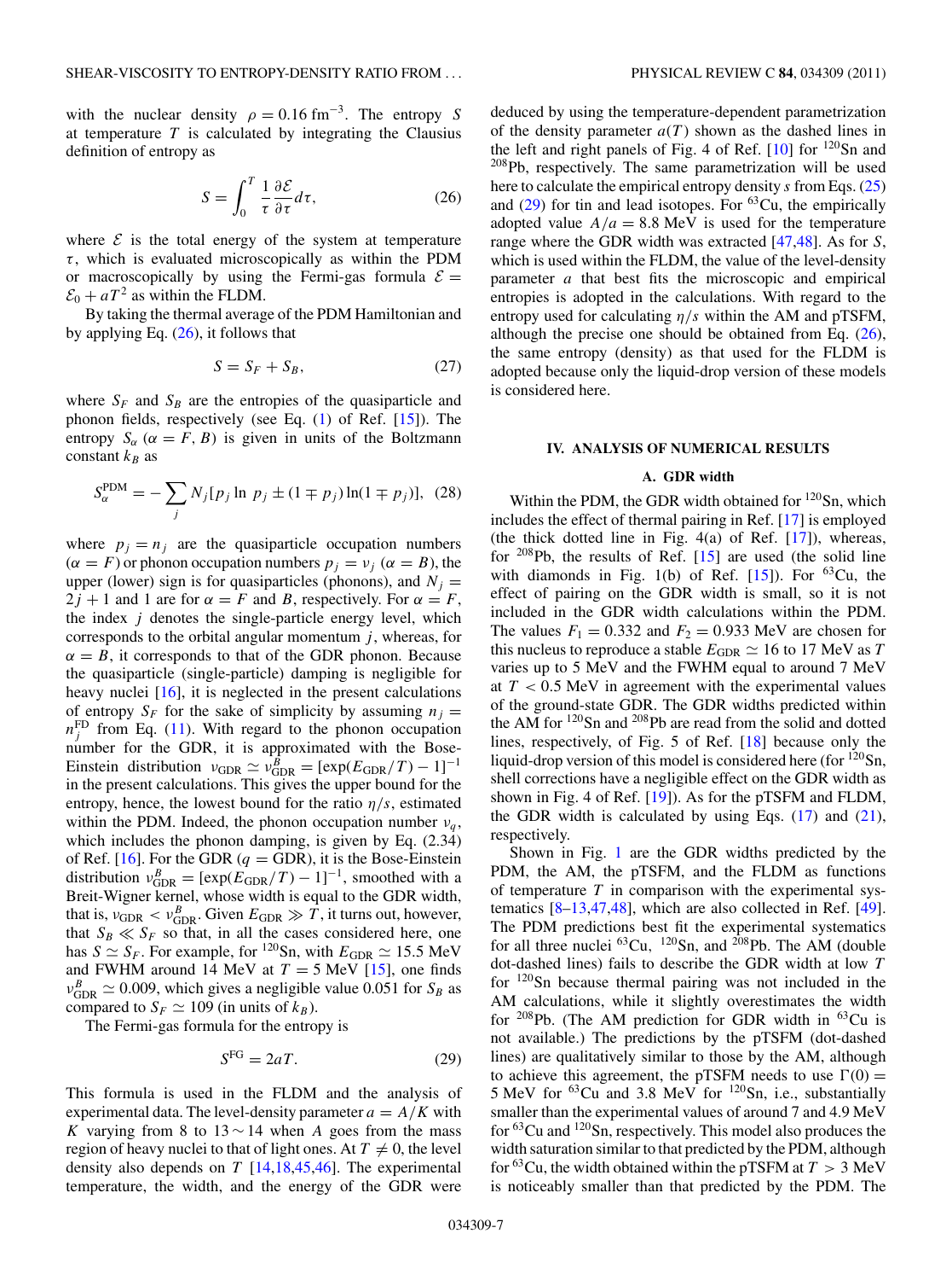with the nuclear density $\rho = 0.16$ fm$^{-3}$. The entropy $S$ at temperature $T$ is calculated by integrating the Clausius definition of entropy as

$$S = \int_0^T \frac{1}{\tau}\frac{\partial \mathcal{E}}{\partial \tau} d\tau, \tag{26}$$

where $\mathcal{E}$ is the total energy of the system at temperature $\tau$, which is evaluated microscopically as within the PDM or macroscopically by using the Fermi-gas formula $\mathcal{E} = \mathcal{E}_0 + aT^2$ as within the FLDM.

By taking the thermal average of the PDM Hamiltonian and by applying Eq. (26), it follows that

$$S = S_F + S_B, \tag{27}$$

where $S_F$ and $S_B$ are the entropies of the quasiparticle and phonon fields, respectively (see Eq. (1) of Ref. [15]). The entropy $S_\alpha$ ($\alpha = F, B$) is given in units of the Boltzmann constant $k_B$ as

$$S_\alpha^{\rm PDM} = -\sum_j N_j[p_j \ln p_j \pm (1 \mp p_j)\ln(1 \mp p_j)], \tag{28}$$

where $p_j = n_j$ are the quasiparticle occupation numbers ($\alpha = F$) or phonon occupation numbers $p_j = \nu_j$ ($\alpha = B$), the upper (lower) sign is for quasiparticles (phonons), and $N_j = 2j + 1$ and 1 are for $\alpha = F$ and $B$, respectively. For $\alpha = F$, the index $j$ denotes the single-particle energy level, which corresponds to the orbital angular momentum $j$, whereas, for $\alpha = B$, it corresponds to that of the GDR phonon. Because the quasiparticle (single-particle) damping is negligible for heavy nuclei [16], it is neglected in the present calculations of entropy $S_F$ for the sake of simplicity by assuming $n_j = n_j^{\rm FD}$ from Eq. (11). With regard to the phonon occupation number for the GDR, it is approximated with the Bose-Einstein distribution $\nu_{\rm GDR} \simeq \nu_{\rm GDR}^B = [\exp(E_{\rm GDR}/T) - 1]^{-1}$ in the present calculations. This gives the upper bound for the entropy, hence, the lowest bound for the ratio $\eta/s$, estimated within the PDM. Indeed, the phonon occupation number $\nu_q$, which includes the phonon damping, is given by Eq. (2.34) of Ref. [16]. For the GDR ($q$ = GDR), it is the Bose-Einstein distribution $\nu_{\rm GDR}^B = [\exp(E_{\rm GDR}/T) - 1]^{-1}$, smoothed with a Breit-Wigner kernel, whose width is equal to the GDR width, that is, $\nu_{\rm GDR} < \nu_{\rm GDR}^B$. Given $E_{\rm GDR} \gg T$, it turns out, however, that $S_B \ll S_F$ so that, in all the cases considered here, one has $S \simeq S_F$. For example, for $^{120}$Sn, with $E_{\rm GDR} \simeq 15.5$ MeV and FWHM around 14 MeV at $T = 5$ MeV [15], one finds $\nu_{\rm GDR}^B \simeq 0.009$, which gives a negligible value 0.051 for $S_B$ as compared to $S_F \simeq 109$ (in units of $k_B$).

The Fermi-gas formula for the entropy is

$$S^{\rm FG} = 2aT. \tag{29}$$

This formula is used in the FLDM and the analysis of experimental data. The level-density parameter $a = A/K$ with $K$ varying from 8 to 13$\sim$14 when $A$ goes from the mass region of heavy nuclei to that of light ones. At $T \neq 0$, the level density also depends on $T$ [14,18,45,46]. The experimental temperature, the width, and the energy of the GDR were deduced by using the temperature-dependent parametrization of the density parameter $a(T)$ shown as the dashed lines in the left and right panels of Fig. 4 of Ref. [10] for $^{120}$Sn and $^{208}$Pb, respectively. The same parametrization will be used here to calculate the empirical entropy density $s$ from Eqs. (25) and (29) for tin and lead isotopes. For $^{63}$Cu, the empirically adopted value $A/a = 8.8$ MeV is used for the temperature range where the GDR width was extracted [47,48]. As for $S$, which is used within the FLDM, the value of the level-density parameter $a$ that best fits the microscopic and empirical entropies is adopted in the calculations. With regard to the entropy used for calculating $\eta/s$ within the AM and pTSFM, although the precise one should be obtained from Eq. (26), the same entropy (density) as that used for the FLDM is adopted because only the liquid-drop version of these models is considered here.

## IV. ANALYSIS OF NUMERICAL RESULTS

### A. GDR width

Within the PDM, the GDR width obtained for $^{120}$Sn, which includes the effect of thermal pairing in Ref. [17] is employed (the thick dotted line in Fig. 4(a) of Ref. [17]), whereas, for $^{208}$Pb, the results of Ref. [15] are used (the solid line with diamonds in Fig. 1(b) of Ref. [15]). For $^{63}$Cu, the effect of pairing on the GDR width is small, so it is not included in the GDR width calculations within the PDM. The values $F_1 = 0.332$ and $F_2 = 0.933$ MeV are chosen for this nucleus to reproduce a stable $E_{\rm GDR} \simeq 16$ to 17 MeV as $T$ varies up to 5 MeV and the FWHM equal to around 7 MeV at $T < 0.5$ MeV in agreement with the experimental values of the ground-state GDR. The GDR widths predicted within the AM for $^{120}$Sn and $^{208}$Pb are read from the solid and dotted lines, respectively, of Fig. 5 of Ref. [18] because only the liquid-drop version of this model is considered here (for $^{120}$Sn, shell corrections have a negligible effect on the GDR width as shown in Fig. 4 of Ref. [19]). As for the pTSFM and FLDM, the GDR width is calculated by using Eqs. (17) and (21), respectively.

Shown in Fig. 1 are the GDR widths predicted by the PDM, the AM, the pTSFM, and the FLDM as functions of temperature $T$ in comparison with the experimental systematics [8–13,47,48], which are also collected in Ref. [49]. The PDM predictions best fit the experimental systematics for all three nuclei $^{63}$Cu, $^{120}$Sn, and $^{208}$Pb. The AM (double dot-dashed lines) fails to describe the GDR width at low $T$ for $^{120}$Sn because thermal pairing was not included in the AM calculations, while it slightly overestimates the width for $^{208}$Pb. (The AM prediction for GDR width in $^{63}$Cu is not available.) The predictions by the pTSFM (dot-dashed lines) are qualitatively similar to those by the AM, although to achieve this agreement, the pTSFM needs to use $\Gamma(0) = 5$ MeV for $^{63}$Cu and 3.8 MeV for $^{120}$Sn, i.e., substantially smaller than the experimental values of around 7 and 4.9 MeV for $^{63}$Cu and $^{120}$Sn, respectively. This model also produces the width saturation similar to that predicted by the PDM, although for $^{63}$Cu, the width obtained within the pTSFM at $T > 3$ MeV is noticeably smaller than that predicted by the PDM. The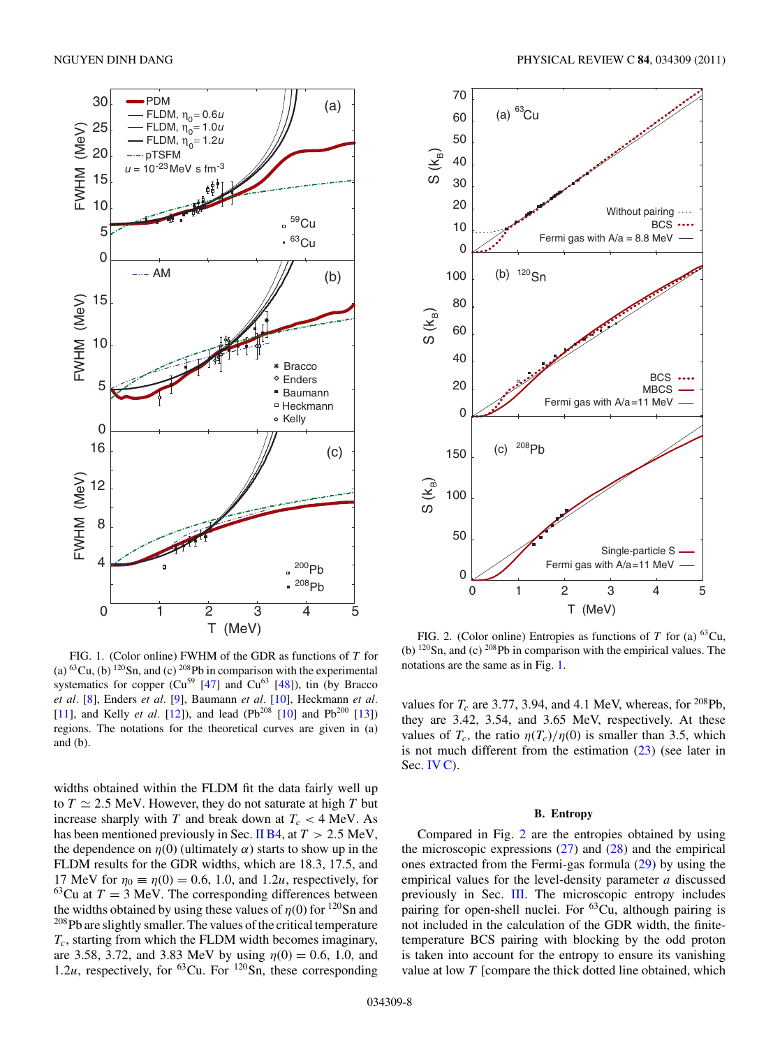FIG. 1. (Color online) FWHM of the GDR as functions of $T$ for (a) $^{63}$Cu, (b) $^{120}$Sn, and (c) $^{208}$Pb in comparison with the experimental systematics for copper (Cu$^{59}$ [47] and Cu$^{63}$ [48]), tin (by Bracco *et al.* [8], Enders *et al.* [9], Baumann *et al.* [10], Heckmann *et al.* [11], and Kelly *et al.* [12]), and lead (Pb$^{208}$ [10] and Pb$^{200}$ [13]) regions. The notations for the theoretical curves are given in (a) and (b).

widths obtained within the FLDM fit the data fairly well up to $T \simeq 2.5$ MeV. However, they do not saturate at high $T$ but increase sharply with $T$ and break down at $T_c < 4$ MeV. As has been mentioned previously in Sec. II B4, at $T > 2.5$ MeV, the dependence on $\eta(0)$ (ultimately $\alpha$) starts to show up in the FLDM results for the GDR widths, which are 18.3, 17.5, and 17 MeV for $\eta_0 \equiv \eta(0) = 0.6$, 1.0, and $1.2u$, respectively, for $^{63}$Cu at $T = 3$ MeV. The corresponding differences between the widths obtained by using these values of $\eta(0)$ for $^{120}$Sn and $^{208}$Pb are slightly smaller. The values of the critical temperature $T_c$, starting from which the FLDM width becomes imaginary, are 3.58, 3.72, and 3.83 MeV by using $\eta(0) = 0.6$, 1.0, and $1.2u$, respectively, for $^{63}$Cu. For $^{120}$Sn, these corresponding values for $T_c$ are 3.77, 3.94, and 4.1 MeV, whereas, for $^{208}$Pb, they are 3.42, 3.54, and 3.65 MeV, respectively. At these values of $T_c$, the ratio $\eta(T_c)/\eta(0)$ is smaller than 3.5, which is not much different from the estimation (23) (see later in Sec. IV C).

FIG. 2. (Color online) Entropies as functions of $T$ for (a) $^{63}$Cu, (b) $^{120}$Sn, and (c) $^{208}$Pb in comparison with the empirical values. The notations are the same as in Fig. 1.

### B. Entropy

Compared in Fig. 2 are the entropies obtained by using the microscopic expressions (27) and (28) and the empirical ones extracted from the Fermi-gas formula (29) by using the empirical values for the level-density parameter $a$ discussed previously in Sec. III. The microscopic entropy includes pairing for open-shell nuclei. For $^{63}$Cu, although pairing is not included in the calculation of the GDR width, the finite-temperature BCS pairing with blocking by the odd proton is taken into account for the entropy to ensure its vanishing value at low $T$ [compare the thick dotted line obtained, which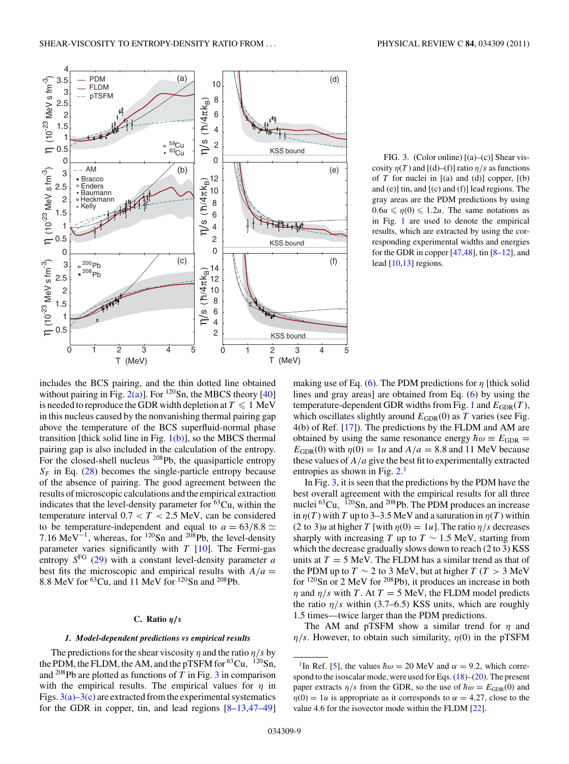FIG. 3. (Color online) [(a)–(c)] Shear viscosity $\eta(T)$ and [(d)–(f)] ratio $\eta/s$ as functions of $T$ for nuclei in [(a) and (d)] copper, [(b) and (e)] tin, and [(c) and (f)] lead regions. The gray areas are the PDM predictions by using $0.6u \leqslant \eta(0) \leqslant 1.2u$. The same notations as in Fig. 1 are used to denote the empirical results, which are extracted by using the corresponding experimental widths and energies for the GDR in copper [47,48], tin [8–12], and lead [10,13] regions.

includes the BCS pairing, and the thin dotted line obtained without pairing in Fig. 2(a)]. For $^{120}$Sn, the MBCS theory [40] is needed to reproduce the GDR width depletion at $T \leqslant 1$ MeV in this nucleus caused by the nonvanishing thermal pairing gap above the temperature of the BCS superfluid-normal phase transition [thick solid line in Fig. 1(b)], so the MBCS thermal pairing gap is also included in the calculation of the entropy. For the closed-shell nucleus $^{208}$Pb, the quasiparticle entropy $S_F$ in Eq. (28) becomes the single-particle entropy because of the absence of pairing. The good agreement between the results of microscopic calculations and the empirical extraction indicates that the level-density parameter for $^{63}$Cu, within the temperature interval $0.7 < T < 2.5$ MeV, can be considered to be temperature-independent and equal to $a = 63/8.8 \simeq 7.16$ MeV$^{-1}$, whereas, for $^{120}$Sn and $^{208}$Pb, the level-density parameter varies significantly with $T$ [10]. The Fermi-gas entropy $S^{\rm FG}$ (29) with a constant level-density parameter $a$ best fits the microscopic and empirical results with $A/a = 8.8$ MeV for $^{63}$Cu, and 11 MeV for $^{120}$Sn and $^{208}$Pb.

### C. Ratio $\eta/s$

#### *1. Model-dependent predictions vs empirical results*

The predictions for the shear viscosity $\eta$ and the ratio $\eta/s$ by the PDM, the FLDM, the AM, and the pTSFM for $^{63}$Cu, $^{120}$Sn, and $^{208}$Pb are plotted as functions of $T$ in Fig. 3 in comparison with the empirical results. The empirical values for $\eta$ in Figs. 3(a)–3(c) are extracted from the experimental systematics for the GDR in copper, tin, and lead regions [8–13,47–49] making use of Eq. (6). The PDM predictions for $\eta$ [thick solid lines and gray areas] are obtained from Eq. (6) by using the temperature-dependent GDR widths from Fig. 1 and $E_{\rm GDR}(T)$, which oscillates slightly around $E_{\rm GDR}(0)$ as $T$ varies (see Fig. 4(b) of Ref. [17]). The predictions by the FLDM and AM are obtained by using the same resonance energy $\hbar\omega \equiv E_{\rm GDR} = E_{\rm GDR}(0)$ with $\eta(0) = 1u$ and $A/a = 8.8$ and 11 MeV because these values of $A/a$ give the best fit to experimentally extracted entropies as shown in Fig. 2.[1]

In Fig. 3, it is seen that the predictions by the PDM have the best overall agreement with the empirical results for all three nuclei $^{63}$Cu, $^{120}$Sn, and $^{208}$Pb. The PDM produces an increase in $\eta(T)$ with $T$ up to 3–3.5 MeV and a saturation in $\eta(T)$ within (2 to 3)$u$ at higher $T$ [with $\eta(0) = 1u$]. The ratio $\eta/s$ decreases sharply with increasing $T$ up to $T \sim 1.5$ MeV, starting from which the decrease gradually slows down to reach (2 to 3) KSS units at $T = 5$ MeV. The FLDM has a similar trend as that of the PDM up to $T \sim 2$ to 3 MeV, but at higher $T$ ($T > 3$ MeV for $^{120}$Sn or 2 MeV for $^{208}$Pb), it produces an increase in both $\eta$ and $\eta/s$ with $T$. At $T = 5$ MeV, the FLDM model predicts the ratio $\eta/s$ within (3.7–6.5) KSS units, which are roughly 1.5 times—twice larger than the PDM predictions.

The AM and pTSFM show a similar trend for $\eta$ and $\eta/s$. However, to obtain such similarity, $\eta(0)$ in the pTSFM

[1] In Ref. [5], the values $\hbar\omega = 20$ MeV and $\alpha = 9.2$, which correspond to the isoscalar mode, were used for Eqs. (18)–(20). The present paper extracts $\eta/s$ from the GDR, so the use of $\hbar\omega = E_{\rm GDR}(0)$ and $\eta(0) = 1u$ is appropriate as it corresponds to $\alpha = 4.27$, close to the value 4.6 for the isovector mode within the FLDM [22].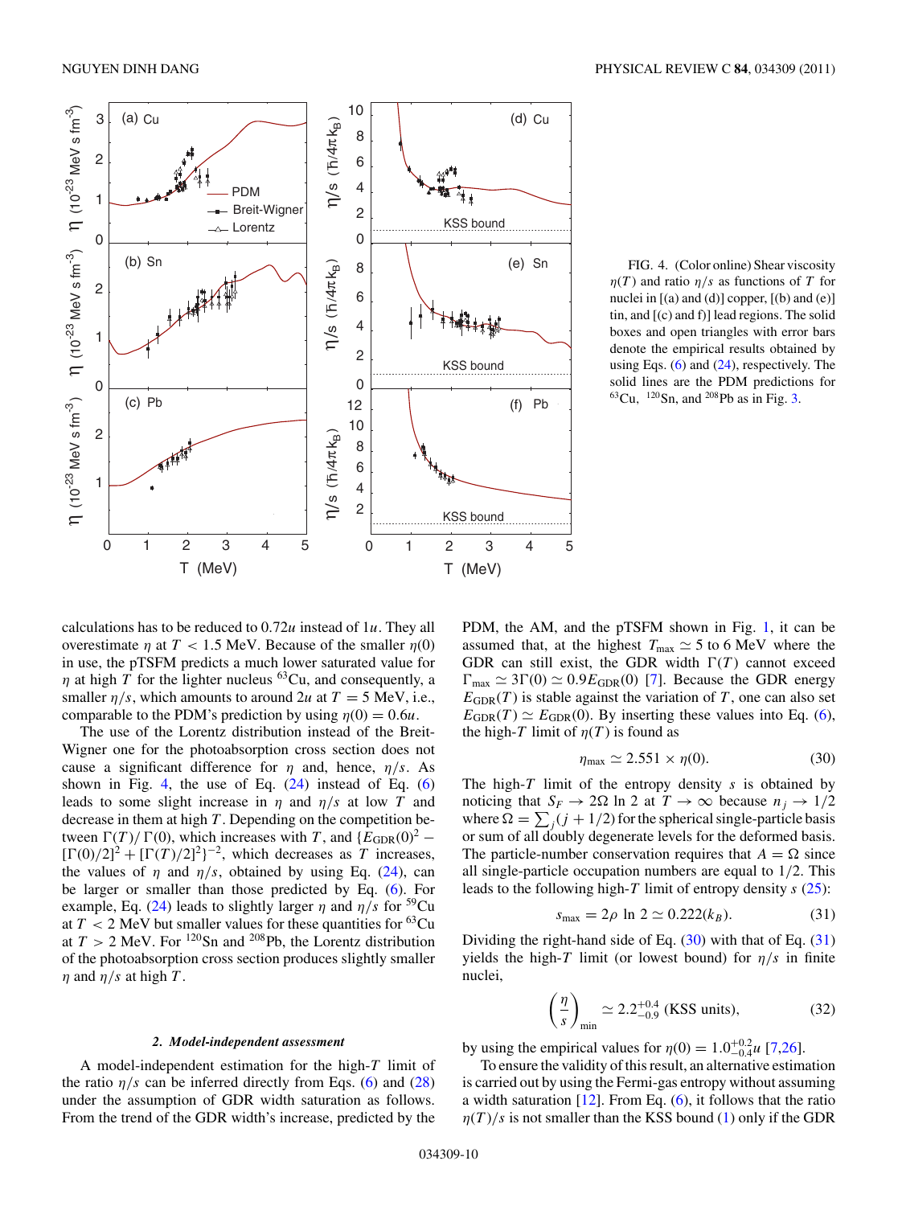FIG. 4. (Color online) Shear viscosity $\eta(T)$ and ratio $\eta/s$ as functions of $T$ for nuclei in [(a) and (d)] copper, [(b) and (e)] tin, and [(c) and f)] lead regions. The solid boxes and open triangles with error bars denote the empirical results obtained by using Eqs. (6) and (24), respectively. The solid lines are the PDM predictions for $^{63}$Cu, $^{120}$Sn, and $^{208}$Pb as in Fig. 3.

calculations has to be reduced to $0.72u$ instead of $1u$. They all overestimate $\eta$ at $T < 1.5$ MeV. Because of the smaller $\eta(0)$ in use, the pTSFM predicts a much lower saturated value for $\eta$ at high $T$ for the lighter nucleus $^{63}$Cu, and consequently, a smaller $\eta/s$, which amounts to around $2u$ at $T = 5$ MeV, i.e., comparable to the PDM's prediction by using $\eta(0) = 0.6u$.

The use of the Lorentz distribution instead of the Breit-Wigner one for the photoabsorption cross section does not cause a significant difference for $\eta$ and, hence, $\eta/s$. As shown in Fig. 4, the use of Eq. (24) instead of Eq. (6) leads to some slight increase in $\eta$ and $\eta/s$ at low $T$ and decrease in them at high $T$. Depending on the competition between $\Gamma(T)/\Gamma(0)$, which increases with $T$, and $\{E_{\rm GDR}(0)^2 - [\Gamma(0)/2]^2 + [\Gamma(T)/2]^2\}^{-2}$, which decreases as $T$ increases, the values of $\eta$ and $\eta/s$, obtained by using Eq. (24), can be larger or smaller than those predicted by Eq. (6). For example, Eq. (24) leads to slightly larger $\eta$ and $\eta/s$ for $^{59}$Cu at $T < 2$ MeV but smaller values for these quantities for $^{63}$Cu at $T > 2$ MeV. For $^{120}$Sn and $^{208}$Pb, the Lorentz distribution of the photoabsorption cross section produces slightly smaller $\eta$ and $\eta/s$ at high $T$.

#### 2. *Model-independent assessment*

A model-independent estimation for the high-$T$ limit of the ratio $\eta/s$ can be inferred directly from Eqs. (6) and (28) under the assumption of GDR width saturation as follows. From the trend of the GDR width's increase, predicted by the PDM, the AM, and the pTSFM shown in Fig. 1, it can be assumed that, at the highest $T_{\rm max} \simeq 5$ to 6 MeV where the GDR can still exist, the GDR width $\Gamma(T)$ cannot exceed $\Gamma_{\rm max} \simeq 3\Gamma(0) \simeq 0.9E_{\rm GDR}(0)$ [7]. Because the GDR energy $E_{\rm GDR}(T)$ is stable against the variation of $T$, one can also set $E_{\rm GDR}(T) \simeq E_{\rm GDR}(0)$. By inserting these values into Eq. (6), the high-$T$ limit of $\eta(T)$ is found as

$$\eta_{\rm max} \simeq 2.551 \times \eta(0). \tag{30}$$

The high-$T$ limit of the entropy density $s$ is obtained by noticing that $S_F \to 2\Omega \ln 2$ at $T \to \infty$ because $n_j \to 1/2$ where $\Omega = \sum_j (j + 1/2)$ for the spherical single-particle basis or sum of all doubly degenerate levels for the deformed basis. The particle-number conservation requires that $A = \Omega$ since all single-particle occupation numbers are equal to 1/2. This leads to the following high-$T$ limit of entropy density $s$ (25):

$$s_{\rm max} = 2\rho \ln 2 \simeq 0.222(k_B). \tag{31}$$

Dividing the right-hand side of Eq. (30) with that of Eq. (31) yields the high-$T$ limit (or lowest bound) for $\eta/s$ in finite nuclei,

$$\left(\frac{\eta}{s}\right)_{\rm min} \simeq 2.2^{+0.4}_{-0.9} \text{ (KSS units)}, \tag{32}$$

by using the empirical values for $\eta(0) = 1.0^{+0.2}_{-0.4}u$ [7,26].

To ensure the validity of this result, an alternative estimation is carried out by using the Fermi-gas entropy without assuming a width saturation [12]. From Eq. (6), it follows that the ratio $\eta(T)/s$ is not smaller than the KSS bound (1) only if the GDR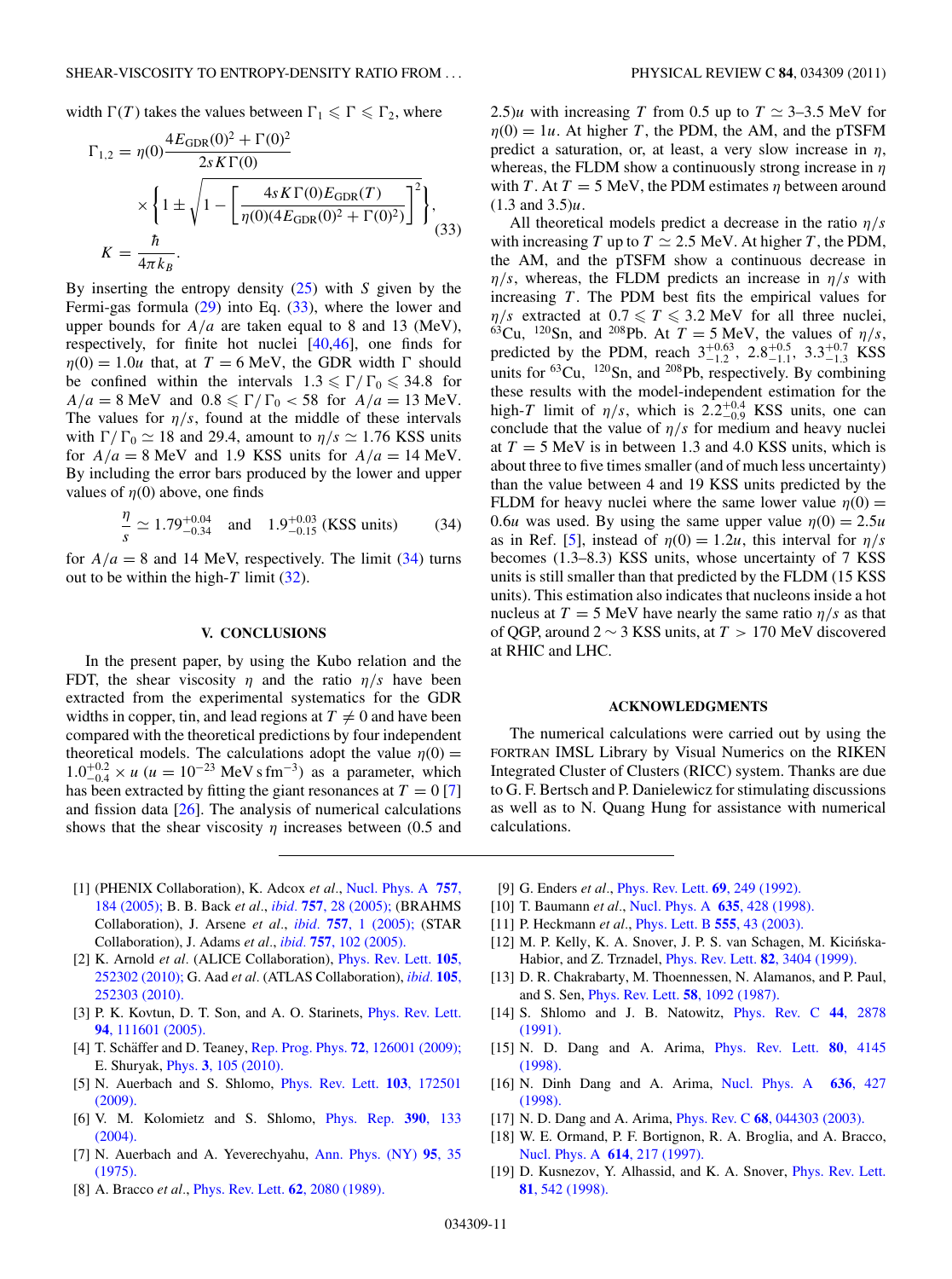width $\Gamma(T)$ takes the values between $\Gamma_1 \leqslant \Gamma \leqslant \Gamma_2$, where

$$\Gamma_{1,2} = \eta(0)\frac{4E_{\rm GDR}(0)^2 + \Gamma(0)^2}{2sK\Gamma(0)} \times \left\{1 \pm \sqrt{1 - \left[\frac{4sK\Gamma(0)E_{\rm GDR}(T)}{\eta(0)(4E_{\rm GDR}(0)^2 + \Gamma(0)^2)}\right]^2}\right\},$$
$$K = \frac{\hbar}{4\pi k_B}. \tag{33}$$

By inserting the entropy density (25) with $S$ given by the Fermi-gas formula (29) into Eq. (33), where the lower and upper bounds for $A/a$ are taken equal to 8 and 13 (MeV), respectively, for finite hot nuclei [40,46], one finds for $\eta(0) = 1.0u$ that, at $T = 6$ MeV, the GDR width $\Gamma$ should be confined within the intervals $1.3 \leqslant \Gamma/\Gamma_0 \leqslant 34.8$ for $A/a = 8$ MeV and $0.8 \leqslant \Gamma/\Gamma_0 < 58$ for $A/a = 13$ MeV. The values for $\eta/s$, found at the middle of these intervals with $\Gamma/\Gamma_0 \simeq 18$ and 29.4, amount to $\eta/s \simeq 1.76$ KSS units for $A/a = 8$ MeV and 1.9 KSS units for $A/a = 14$ MeV. By including the error bars produced by the lower and upper values of $\eta(0)$ above, one finds

$$\frac{\eta}{s} \simeq 1.79^{+0.04}_{-0.34} \quad \text{and} \quad 1.9^{+0.03}_{-0.15} \text{ (KSS units)} \tag{34}$$

for $A/a = 8$ and 14 MeV, respectively. The limit (34) turns out to be within the high-$T$ limit (32).

## V. CONCLUSIONS

In the present paper, by using the Kubo relation and the FDT, the shear viscosity $\eta$ and the ratio $\eta/s$ have been extracted from the experimental systematics for the GDR widths in copper, tin, and lead regions at $T \neq 0$ and have been compared with the theoretical predictions by four independent theoretical models. The calculations adopt the value $\eta(0) = 1.0^{+0.2}_{-0.4} \times u$ ($u = 10^{-23}$ MeV s fm$^{-3}$) as a parameter, which has been extracted by fitting the giant resonances at $T = 0$ [7] and fission data [26]. The analysis of numerical calculations shows that the shear viscosity $\eta$ increases between (0.5 and 2.5)$u$ with increasing $T$ from 0.5 up to $T \simeq 3$–3.5 MeV for $\eta(0) = 1u$. At higher $T$, the PDM, the AM, and the pTSFM predict a saturation, or, at least, a very slow increase in $\eta$, whereas, the FLDM show a continuously strong increase in $\eta$ with $T$. At $T = 5$ MeV, the PDM estimates $\eta$ between around (1.3 and 3.5)$u$.

All theoretical models predict a decrease in the ratio $\eta/s$ with increasing $T$ up to $T \simeq 2.5$ MeV. At higher $T$, the PDM, the AM, and the pTSFM show a continuous decrease in $\eta/s$, whereas, the FLDM predicts an increase in $\eta/s$ with increasing $T$. The PDM best fits the empirical values for $\eta/s$ extracted at $0.7 \leqslant T \leqslant 3.2$ MeV for all three nuclei, $^{63}$Cu, $^{120}$Sn, and $^{208}$Pb. At $T = 5$ MeV, the values of $\eta/s$, predicted by the PDM, reach $3^{+0.63}_{-1.2}$, $2.8^{+0.5}_{-1.1}$, $3.3^{+0.7}_{-1.3}$ KSS units for $^{63}$Cu, $^{120}$Sn, and $^{208}$Pb, respectively. By combining these results with the model-independent estimation for the high-$T$ limit of $\eta/s$, which is $2.2^{+0.4}_{-0.9}$ KSS units, one can conclude that the value of $\eta/s$ for medium and heavy nuclei at $T = 5$ MeV is in between 1.3 and 4.0 KSS units, which is about three to five times smaller (and of much less uncertainty) than the value between 4 and 19 KSS units predicted by the FLDM for heavy nuclei where the same lower value $\eta(0) = 0.6u$ was used. By using the same upper value $\eta(0) = 2.5u$ as in Ref. [5], instead of $\eta(0) = 1.2u$, this interval for $\eta/s$ becomes (1.3–8.3) KSS units, whose uncertainty of 7 KSS units is still smaller than that predicted by the FLDM (15 KSS units). This estimation also indicates that nucleons inside a hot nucleus at $T = 5$ MeV have nearly the same ratio $\eta/s$ as that of QGP, around $2 \sim 3$ KSS units, at $T > 170$ MeV discovered at RHIC and LHC.

## ACKNOWLEDGMENTS

The numerical calculations were carried out by using the FORTRAN IMSL Library by Visual Numerics on the RIKEN Integrated Cluster of Clusters (RICC) system. Thanks are due to G. F. Bertsch and P. Danielewicz for stimulating discussions as well as to N. Quang Hung for assistance with numerical calculations.

---

[1] (PHENIX Collaboration), K. Adcox *et al.*, Nucl. Phys. A **757**, 184 (2005); B. B. Back *et al.*, *ibid.* **757**, 28 (2005); (BRAHMS Collaboration), J. Arsene *et al.*, *ibid.* **757**, 1 (2005); (STAR Collaboration), J. Adams *et al.*, *ibid.* **757**, 102 (2005).

[2] K. Arnold *et al.* (ALICE Collaboration), Phys. Rev. Lett. **105**, 252302 (2010); G. Aad *et al.* (ATLAS Collaboration), *ibid.* **105**, 252303 (2010).

[3] P. K. Kovtun, D. T. Son, and A. O. Starinets, Phys. Rev. Lett. **94**, 111601 (2005).

[4] T. Schäffer and D. Teaney, Rep. Prog. Phys. **72**, 126001 (2009); E. Shuryak, Phys. **3**, 105 (2010).

[5] N. Auerbach and S. Shlomo, Phys. Rev. Lett. **103**, 172501 (2009).

[6] V. M. Kolomietz and S. Shlomo, Phys. Rep. **390**, 133 (2004).

[7] N. Auerbach and A. Yeverechyahu, Ann. Phys. (NY) **95**, 35 (1975).

[8] A. Bracco *et al.*, Phys. Rev. Lett. **62**, 2080 (1989).

[9] G. Enders *et al.*, Phys. Rev. Lett. **69**, 249 (1992).

[10] T. Baumann *et al.*, Nucl. Phys. A **635**, 428 (1998).

[11] P. Heckmann *et al.*, Phys. Lett. B **555**, 43 (2003).

[12] M. P. Kelly, K. A. Snover, J. P. S. van Schagen, M. Kicińska-Habior, and Z. Trznadel, Phys. Rev. Lett. **82**, 3404 (1999).

[13] D. R. Chakrabarty, M. Thoennessen, N. Alamanos, and P. Paul, and S. Sen, Phys. Rev. Lett. **58**, 1092 (1987).

[14] S. Shlomo and J. B. Natowitz, Phys. Rev. C **44**, 2878 (1991).

[15] N. D. Dang and A. Arima, Phys. Rev. Lett. **80**, 4145 (1998).

[16] N. Dinh Dang and A. Arima, Nucl. Phys. A **636**, 427 (1998).

[17] N. D. Dang and A. Arima, Phys. Rev. C **68**, 044303 (2003).

[18] W. E. Ormand, P. F. Bortignon, R. A. Broglia, and A. Bracco, Nucl. Phys. A **614**, 217 (1997).

[19] D. Kusnezov, Y. Alhassid, and K. A. Snover, Phys. Rev. Lett. **81**, 542 (1998).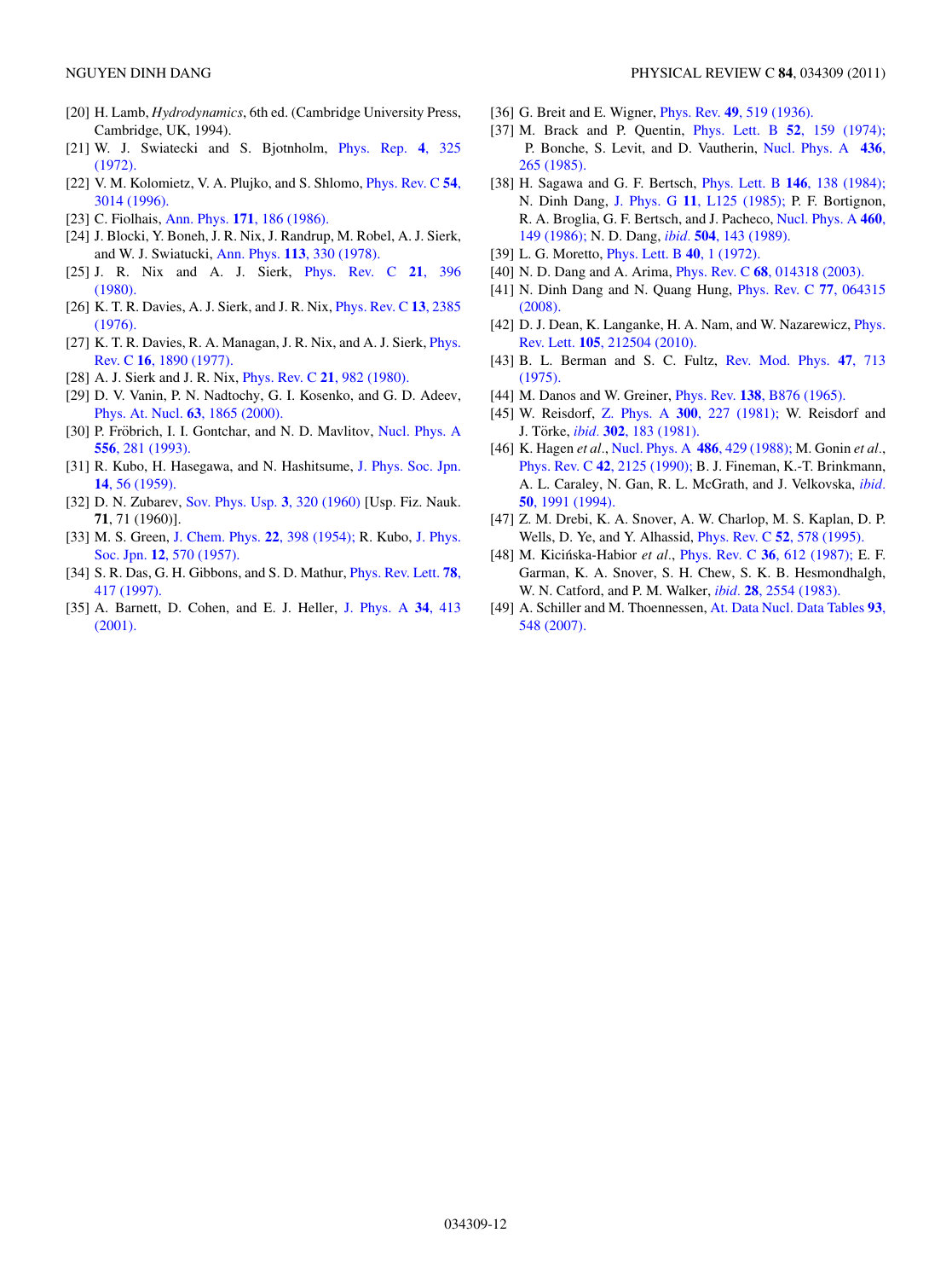[20] H. Lamb, *Hydrodynamics*, 6th ed. (Cambridge University Press, Cambridge, UK, 1994).

[21] W. J. Swiatecki and S. Bjotnholm, Phys. Rep. **4**, 325 (1972).

[22] V. M. Kolomietz, V. A. Plujko, and S. Shlomo, Phys. Rev. C **54**, 3014 (1996).

[23] C. Fiolhais, Ann. Phys. **171**, 186 (1986).

[24] J. Blocki, Y. Boneh, J. R. Nix, J. Randrup, M. Robel, A. J. Sierk, and W. J. Swiatucki, Ann. Phys. **113**, 330 (1978).

[25] J. R. Nix and A. J. Sierk, Phys. Rev. C **21**, 396 (1980).

[26] K. T. R. Davies, A. J. Sierk, and J. R. Nix, Phys. Rev. C **13**, 2385 (1976).

[27] K. T. R. Davies, R. A. Managan, J. R. Nix, and A. J. Sierk, Phys. Rev. C **16**, 1890 (1977).

[28] A. J. Sierk and J. R. Nix, Phys. Rev. C **21**, 982 (1980).

[29] D. V. Vanin, P. N. Nadtochy, G. I. Kosenko, and G. D. Adeev, Phys. At. Nucl. **63**, 1865 (2000).

[30] P. Fröbrich, I. I. Gontchar, and N. D. Mavlitov, Nucl. Phys. A **556**, 281 (1993).

[31] R. Kubo, H. Hasegawa, and N. Hashitsume, J. Phys. Soc. Jpn. **14**, 56 (1959).

[32] D. N. Zubarev, Sov. Phys. Usp. **3**, 320 (1960) [Usp. Fiz. Nauk. **71**, 71 (1960)].

[33] M. S. Green, J. Chem. Phys. **22**, 398 (1954); R. Kubo, J. Phys. Soc. Jpn. **12**, 570 (1957).

[34] S. R. Das, G. H. Gibbons, and S. D. Mathur, Phys. Rev. Lett. **78**, 417 (1997).

[35] A. Barnett, D. Cohen, and E. J. Heller, J. Phys. A **34**, 413 (2001).

[36] G. Breit and E. Wigner, Phys. Rev. **49**, 519 (1936).

[37] M. Brack and P. Quentin, Phys. Lett. B **52**, 159 (1974); P. Bonche, S. Levit, and D. Vautherin, Nucl. Phys. A **436**, 265 (1985).

[38] H. Sagawa and G. F. Bertsch, Phys. Lett. B **146**, 138 (1984); N. Dinh Dang, J. Phys. G **11**, L125 (1985); P. F. Bortignon, R. A. Broglia, G. F. Bertsch, and J. Pacheco, Nucl. Phys. A **460**, 149 (1986); N. D. Dang, *ibid.* **504**, 143 (1989).

[39] L. G. Moretto, Phys. Lett. B **40**, 1 (1972).

[40] N. D. Dang and A. Arima, Phys. Rev. C **68**, 014318 (2003).

[41] N. Dinh Dang and N. Quang Hung, Phys. Rev. C **77**, 064315 (2008).

[42] D. J. Dean, K. Langanke, H. A. Nam, and W. Nazarewicz, Phys. Rev. Lett. **105**, 212504 (2010).

[43] B. L. Berman and S. C. Fultz, Rev. Mod. Phys. **47**, 713 (1975).

[44] M. Danos and W. Greiner, Phys. Rev. **138**, B876 (1965).

[45] W. Reisdorf, Z. Phys. A **300**, 227 (1981); W. Reisdorf and J. Törke, *ibid.* **302**, 183 (1981).

[46] K. Hagen *et al.*, Nucl. Phys. A **486**, 429 (1988); M. Gonin *et al.*, Phys. Rev. C **42**, 2125 (1990); B. J. Fineman, K.-T. Brinkmann, A. L. Caraley, N. Gan, R. L. McGrath, and J. Velkovska, *ibid.* **50**, 1991 (1994).

[47] Z. M. Drebi, K. A. Snover, A. W. Charlop, M. S. Kaplan, D. P. Wells, D. Ye, and Y. Alhassid, Phys. Rev. C **52**, 578 (1995).

[48] M. Kicińska-Habior *et al.*, Phys. Rev. C **36**, 612 (1987); E. F. Garman, K. A. Snover, S. H. Chew, S. K. B. Hesmondhalgh, W. N. Catford, and P. M. Walker, *ibid.* **28**, 2554 (1983).

[49] A. Schiller and M. Thoennessen, At. Data Nucl. Data Tables **93**, 548 (2007).